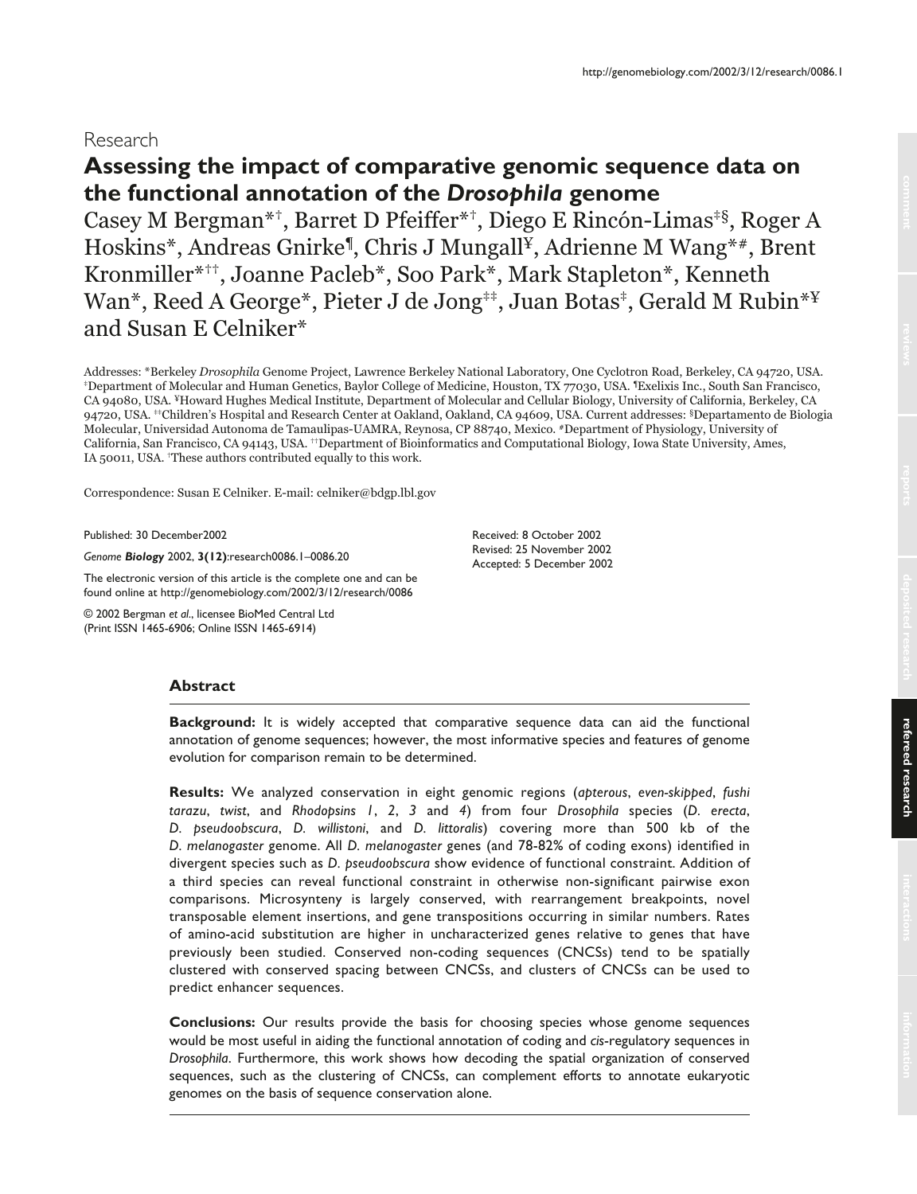Research

# Assessing the impact of comparative genomic sequence data on the functional annotation of the *Drosophila* genome

Casey M Bergman*†, Barret D Pfeiffer*†, Diego E Rincón-Limas‡§, Roger A Hoskins*, Andreas Gnirke¶, Chris J Mungall¥, Adrienne M Wang*#, Brent Kronmiller*††, Joanne Pacleb*, Soo Park*, Mark Stapleton*, Kenneth Wan*, Reed A George*, Pieter J de Jong‡‡, Juan Botas‡, Gerald M Rubin*¥ and Susan E Celniker*

Addresses: *Berkeley *Drosophila* Genome Project, Lawrence Berkeley National Laboratory, One Cyclotron Road, Berkeley, CA 94720, USA. ‡Department of Molecular and Human Genetics, Baylor College of Medicine, Houston, TX 77030, USA. ¶Exelixis Inc., South San Francisco, CA 94080, USA. ¥Howard Hughes Medical Institute, Department of Molecular and Cellular Biology, University of California, Berkeley, CA 94720, USA. ‡‡Children's Hospital and Research Center at Oakland, Oakland, CA 94609, USA. Current addresses: §Departamento de Biologia Molecular, Universidad Autonoma de Tamaulipas-UAMRA, Reynosa, CP 88740, Mexico. #Department of Physiology, University of California, San Francisco, CA 94143, USA. ††Department of Bioinformatics and Computational Biology, Iowa State University, Ames, IA 50011, USA. †These authors contributed equally to this work.

Correspondence: Susan E Celniker. E-mail: celniker@bdgp.lbl.gov

Published: 30 December2002

*Genome **Biology*** 2002, **3(12)**:research0086.1–0086.20

The electronic version of this article is the complete one and can be found online at http://genomebiology.com/2002/3/12/research/0086

© 2002 Bergman *et al*., licensee BioMed Central Ltd (Print ISSN 1465-6906; Online ISSN 1465-6914)

Received: 8 October 2002
Revised: 25 November 2002
Accepted: 5 December 2002

## Abstract

**Background:** It is widely accepted that comparative sequence data can aid the functional annotation of genome sequences; however, the most informative species and features of genome evolution for comparison remain to be determined.

**Results:** We analyzed conservation in eight genomic regions (*apterous*, *even-skipped*, *fushi tarazu*, *twist*, and *Rhodopsins 1*, *2*, *3* and *4*) from four *Drosophila* species (*D. erecta*, *D. pseudoobscura*, *D. willistoni*, and *D. littoralis*) covering more than 500 kb of the *D. melanogaster* genome. All *D. melanogaster* genes (and 78-82% of coding exons) identified in divergent species such as *D. pseudoobscura* show evidence of functional constraint. Addition of a third species can reveal functional constraint in otherwise non-significant pairwise exon comparisons. Microsynteny is largely conserved, with rearrangement breakpoints, novel transposable element insertions, and gene transpositions occurring in similar numbers. Rates of amino-acid substitution are higher in uncharacterized genes relative to genes that have previously been studied. Conserved non-coding sequences (CNCSs) tend to be spatially clustered with conserved spacing between CNCSs, and clusters of CNCSs can be used to predict enhancer sequences.

**Conclusions:** Our results provide the basis for choosing species whose genome sequences would be most useful in aiding the functional annotation of coding and *cis*-regulatory sequences in *Drosophila*. Furthermore, this work shows how decoding the spatial organization of conserved sequences, such as the clustering of CNCSs, can complement efforts to annotate eukaryotic genomes on the basis of sequence conservation alone.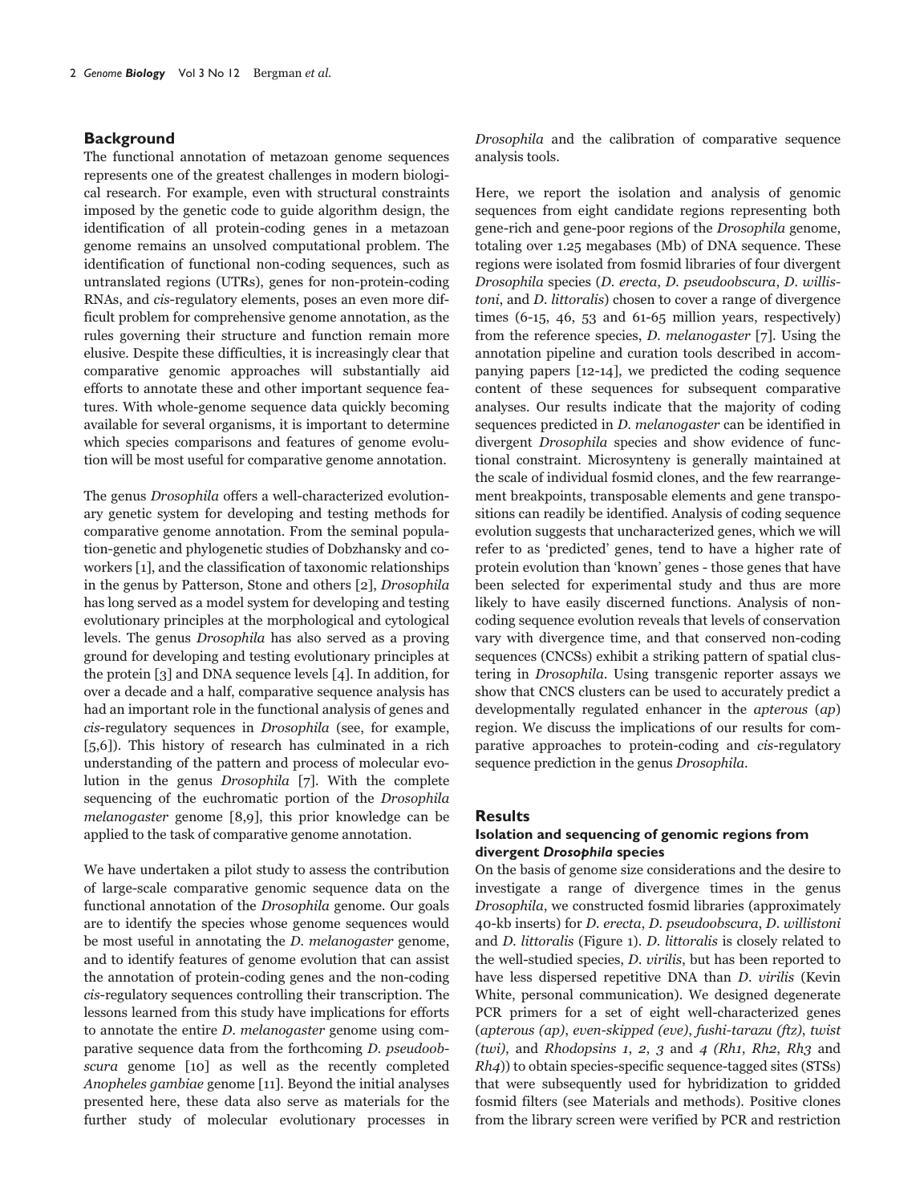## Background

The functional annotation of metazoan genome sequences represents one of the greatest challenges in modern biological research. For example, even with structural constraints imposed by the genetic code to guide algorithm design, the identification of all protein-coding genes in a metazoan genome remains an unsolved computational problem. The identification of functional non-coding sequences, such as untranslated regions (UTRs), genes for non-protein-coding RNAs, and *cis*-regulatory elements, poses an even more difficult problem for comprehensive genome annotation, as the rules governing their structure and function remain more elusive. Despite these difficulties, it is increasingly clear that comparative genomic approaches will substantially aid efforts to annotate these and other important sequence features. With whole-genome sequence data quickly becoming available for several organisms, it is important to determine which species comparisons and features of genome evolution will be most useful for comparative genome annotation.

The genus *Drosophila* offers a well-characterized evolutionary genetic system for developing and testing methods for comparative genome annotation. From the seminal population-genetic and phylogenetic studies of Dobzhansky and coworkers [1], and the classification of taxonomic relationships in the genus by Patterson, Stone and others [2], *Drosophila* has long served as a model system for developing and testing evolutionary principles at the morphological and cytological levels. The genus *Drosophila* has also served as a proving ground for developing and testing evolutionary principles at the protein [3] and DNA sequence levels [4]. In addition, for over a decade and a half, comparative sequence analysis has had an important role in the functional analysis of genes and *cis*-regulatory sequences in *Drosophila* (see, for example, [5,6]). This history of research has culminated in a rich understanding of the pattern and process of molecular evolution in the genus *Drosophila* [7]. With the complete sequencing of the euchromatic portion of the *Drosophila melanogaster* genome [8,9], this prior knowledge can be applied to the task of comparative genome annotation.

We have undertaken a pilot study to assess the contribution of large-scale comparative genomic sequence data on the functional annotation of the *Drosophila* genome. Our goals are to identify the species whose genome sequences would be most useful in annotating the *D. melanogaster* genome, and to identify features of genome evolution that can assist the annotation of protein-coding genes and the non-coding *cis*-regulatory sequences controlling their transcription. The lessons learned from this study have implications for efforts to annotate the entire *D. melanogaster* genome using comparative sequence data from the forthcoming *D. pseudoobscura* genome [10] as well as the recently completed *Anopheles gambiae* genome [11]. Beyond the initial analyses presented here, these data also serve as materials for the further study of molecular evolutionary processes in *Drosophila* and the calibration of comparative sequence analysis tools.

Here, we report the isolation and analysis of genomic sequences from eight candidate regions representing both gene-rich and gene-poor regions of the *Drosophila* genome, totaling over 1.25 megabases (Mb) of DNA sequence. These regions were isolated from fosmid libraries of four divergent *Drosophila* species (*D. erecta*, *D. pseudoobscura*, *D. willistoni*, and *D. littoralis*) chosen to cover a range of divergence times (6-15, 46, 53 and 61-65 million years, respectively) from the reference species, *D. melanogaster* [7]. Using the annotation pipeline and curation tools described in accompanying papers [12-14], we predicted the coding sequence content of these sequences for subsequent comparative analyses. Our results indicate that the majority of coding sequences predicted in *D. melanogaster* can be identified in divergent *Drosophila* species and show evidence of functional constraint. Microsynteny is generally maintained at the scale of individual fosmid clones, and the few rearrangement breakpoints, transposable elements and gene transpositions can readily be identified. Analysis of coding sequence evolution suggests that uncharacterized genes, which we will refer to as 'predicted' genes, tend to have a higher rate of protein evolution than 'known' genes - those genes that have been selected for experimental study and thus are more likely to have easily discerned functions. Analysis of non-coding sequence evolution reveals that levels of conservation vary with divergence time, and that conserved non-coding sequences (CNCSs) exhibit a striking pattern of spatial clustering in *Drosophila*. Using transgenic reporter assays we show that CNCS clusters can be used to accurately predict a developmentally regulated enhancer in the *apterous* (*ap*) region. We discuss the implications of our results for comparative approaches to protein-coding and *cis*-regulatory sequence prediction in the genus *Drosophila*.

## Results

### Isolation and sequencing of genomic regions from divergent *Drosophila* species

On the basis of genome size considerations and the desire to investigate a range of divergence times in the genus *Drosophila*, we constructed fosmid libraries (approximately 40-kb inserts) for *D. erecta*, *D. pseudoobscura*, *D. willistoni* and *D. littoralis* (Figure 1). *D. littoralis* is closely related to the well-studied species, *D. virilis*, but has been reported to have less dispersed repetitive DNA than *D. virilis* (Kevin White, personal communication). We designed degenerate PCR primers for a set of eight well-characterized genes (*apterous (ap)*, *even-skipped (eve)*, *fushi-tarazu (ftz)*, *twist (twi)*, and *Rhodopsins 1*, *2*, *3* and *4* (*Rh1*, *Rh2*, *Rh3* and *Rh4*)) to obtain species-specific sequence-tagged sites (STSs) that were subsequently used for hybridization to gridded fosmid filters (see Materials and methods). Positive clones from the library screen were verified by PCR and restriction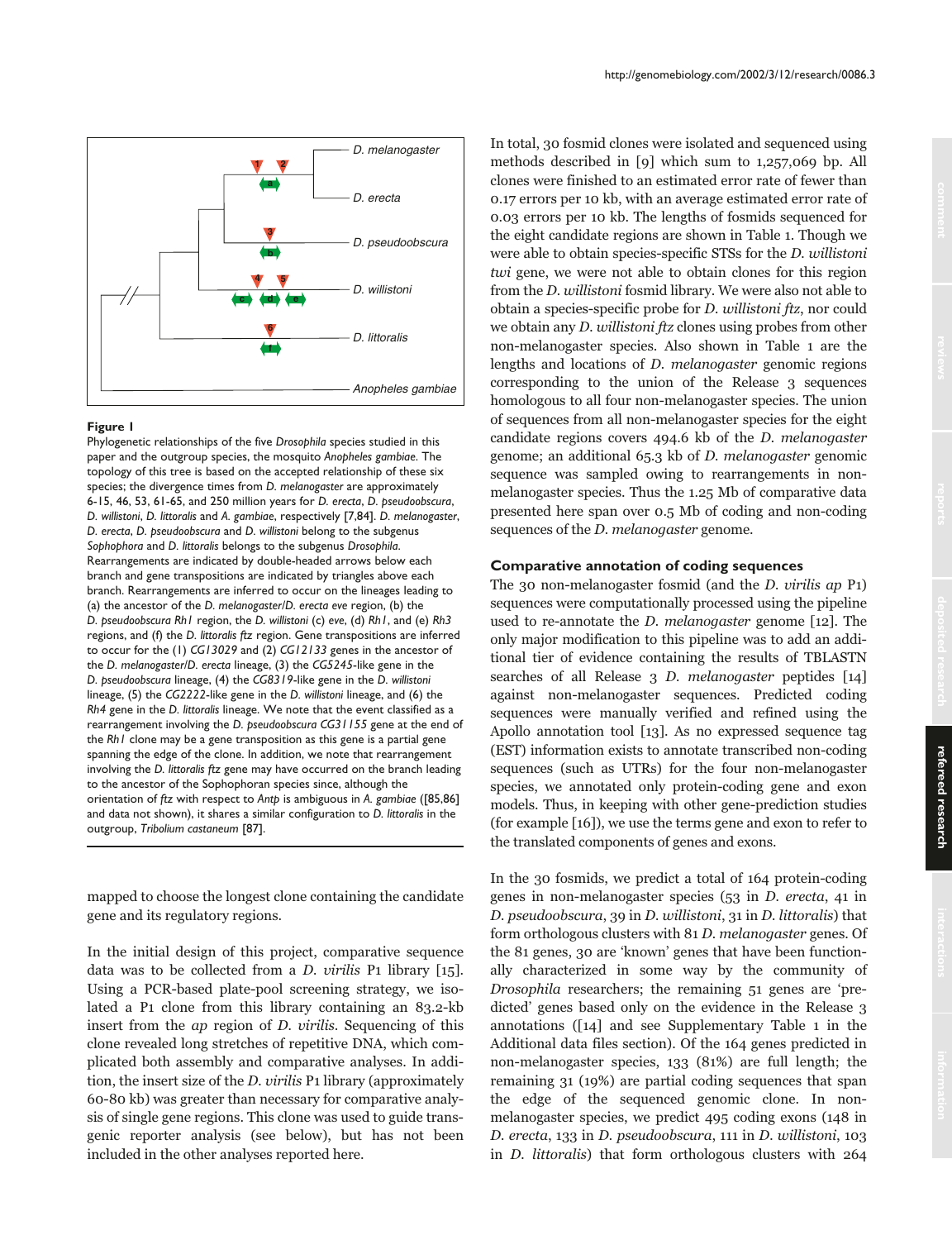**Figure 1**

Phylogenetic relationships of the five *Drosophila* species studied in this paper and the outgroup species, the mosquito *Anopheles gambiae*. The topology of this tree is based on the accepted relationship of these six species; the divergence times from *D. melanogaster* are approximately 6-15, 46, 53, 61-65, and 250 million years for *D. erecta*, *D. pseudoobscura*, *D. willistoni*, *D. littoralis* and *A. gambiae*, respectively [7,84]. *D. melanogaster*, *D. erecta*, *D. pseudoobscura* and *D. willistoni* belong to the subgenus *Sophophora* and *D. littoralis* belongs to the subgenus *Drosophila*. Rearrangements are indicated by double-headed arrows below each branch and gene transpositions are indicated by triangles above each branch. Rearrangements are inferred to occur on the lineages leading to (a) the ancestor of the *D. melanogaster*/*D. erecta eve* region, (b) the *D. pseudoobscura Rh1* region, the *D. willistoni* (c) *eve*, (d) *Rh1*, and (e) *Rh3* regions, and (f) the *D. littoralis ftz* region. Gene transpositions are inferred to occur for the (1) *CG13029* and (2) *CG12133* genes in the ancestor of the *D. melanogaster*/*D. erecta* lineage, (3) the *CG5245*-like gene in the *D. pseudoobscura* lineage, (4) the *CG8319*-like gene in the *D. willistoni* lineage, (5) the *CG2222*-like gene in the *D. willistoni* lineage, and (6) the *Rh4* gene in the *D. littoralis* lineage. We note that the event classified as a rearrangement involving the *D. pseudoobscura CG31155* gene at the end of the *Rh1* clone may be a gene transposition as this gene is a partial gene spanning the edge of the clone. In addition, we note that rearrangement involving the *D. littoralis ftz* gene may have occurred on the branch leading to the ancestor of the Sophophoran species since, although the orientation of *ftz* with respect to *Antp* is ambiguous in *A. gambiae* ([85,86] and data not shown), it shares a similar configuration to *D. littoralis* in the outgroup, *Tribolium castaneum* [87].

mapped to choose the longest clone containing the candidate gene and its regulatory regions.

In the initial design of this project, comparative sequence data was to be collected from a *D. virilis* P1 library [15]. Using a PCR-based plate-pool screening strategy, we isolated a P1 clone from this library containing an 83.2-kb insert from the *ap* region of *D. virilis*. Sequencing of this clone revealed long stretches of repetitive DNA, which complicated both assembly and comparative analyses. In addition, the insert size of the *D. virilis* P1 library (approximately 60-80 kb) was greater than necessary for comparative analysis of single gene regions. This clone was used to guide transgenic reporter analysis (see below), but has not been included in the other analyses reported here.

In total, 30 fosmid clones were isolated and sequenced using methods described in [9] which sum to 1,257,069 bp. All clones were finished to an estimated error rate of fewer than 0.17 errors per 10 kb, with an average estimated error rate of 0.03 errors per 10 kb. The lengths of fosmids sequenced for the eight candidate regions are shown in Table 1. Though we were able to obtain species-specific STSs for the *D. willistoni twi* gene, we were not able to obtain clones for this region from the *D. willistoni* fosmid library. We were also not able to obtain a species-specific probe for *D. willistoni ftz*, nor could we obtain any *D. willistoni ftz* clones using probes from other non-melanogaster species. Also shown in Table 1 are the lengths and locations of *D. melanogaster* genomic regions corresponding to the union of the Release 3 sequences homologous to all four non-melanogaster species. The union of sequences from all non-melanogaster species for the eight candidate regions covers 494.6 kb of the *D. melanogaster* genome; an additional 65.3 kb of *D. melanogaster* genomic sequence was sampled owing to rearrangements in non-melanogaster species. Thus the 1.25 Mb of comparative data presented here span over 0.5 Mb of coding and non-coding sequences of the *D. melanogaster* genome.

### Comparative annotation of coding sequences

The 30 non-melanogaster fosmid (and the *D. virilis ap* P1) sequences were computationally processed using the pipeline used to re-annotate the *D. melanogaster* genome [12]. The only major modification to this pipeline was to add an additional tier of evidence containing the results of TBLASTN searches of all Release 3 *D. melanogaster* peptides [14] against non-melanogaster sequences. Predicted coding sequences were manually verified and refined using the Apollo annotation tool [13]. As no expressed sequence tag (EST) information exists to annotate transcribed non-coding sequences (such as UTRs) for the four non-melanogaster species, we annotated only protein-coding gene and exon models. Thus, in keeping with other gene-prediction studies (for example [16]), we use the terms gene and exon to refer to the translated components of genes and exons.

In the 30 fosmids, we predict a total of 164 protein-coding genes in non-melanogaster species (53 in *D. erecta*, 41 in *D. pseudoobscura*, 39 in *D. willistoni*, 31 in *D. littoralis*) that form orthologous clusters with 81 *D. melanogaster* genes. Of the 81 genes, 30 are 'known' genes that have been functionally characterized in some way by the community of *Drosophila* researchers; the remaining 51 genes are 'predicted' genes based only on the evidence in the Release 3 annotations ([14] and see Supplementary Table 1 in the Additional data files section). Of the 164 genes predicted in non-melanogaster species, 133 (81%) are full length; the remaining 31 (19%) are partial coding sequences that span the edge of the sequenced genomic clone. In non-melanogaster species, we predict 495 coding exons (148 in *D. erecta*, 133 in *D. pseudoobscura*, 111 in *D. willistoni*, 103 in *D. littoralis*) that form orthologous clusters with 264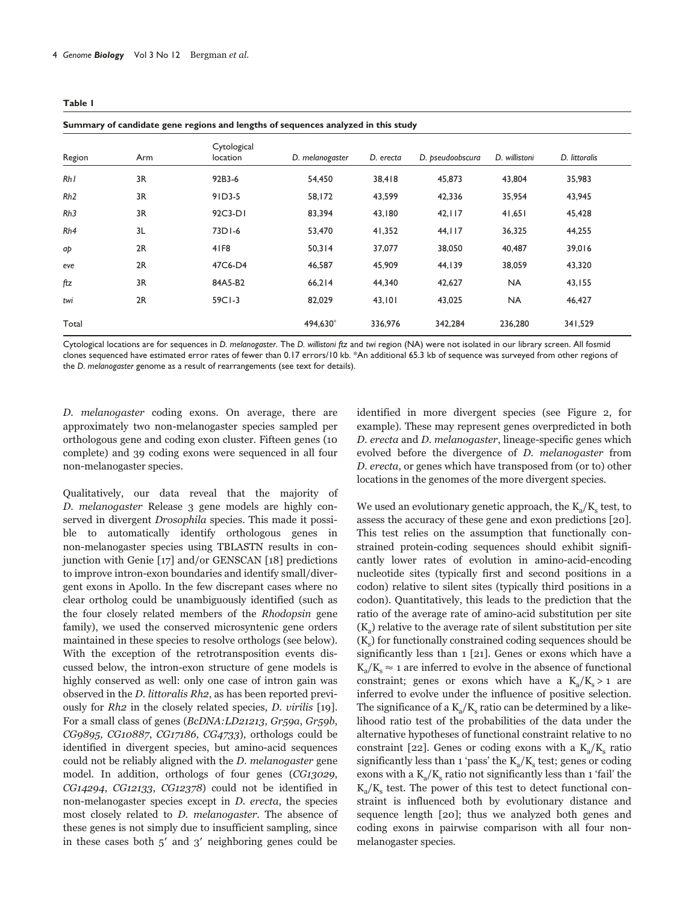**Table 1**

**Summary of candidate gene regions and lengths of sequences analyzed in this study**

| Region | Arm | Cytological location | *D. melanogaster* | *D. erecta* | *D. pseudoobscura* | *D. willistoni* | *D. littoralis* |
|---|---|---|---|---|---|---|---|
| *Rh1* | 3R | 92B3-6 | 54,450 | 38,418 | 45,873 | 43,804 | 35,983 |
| *Rh2* | 3R | 91D3-5 | 58,172 | 43,599 | 42,336 | 35,954 | 43,945 |
| *Rh3* | 3R | 92C3-D1 | 83,394 | 43,180 | 42,117 | 41,651 | 45,428 |
| *Rh4* | 3L | 73D1-6 | 53,470 | 41,352 | 44,117 | 36,325 | 44,255 |
| *ap* | 2R | 41F8 | 50,314 | 37,077 | 38,050 | 40,487 | 39,016 |
| *eve* | 2R | 47C6-D4 | 46,587 | 45,909 | 44,139 | 38,059 | 43,320 |
| *ftz* | 3R | 84A5-B2 | 66,214 | 44,340 | 42,627 | NA | 43,155 |
| *twi* | 2R | 59C1-3 | 82,029 | 43,101 | 43,025 | NA | 46,427 |
| Total | | | 494,630* | 336,976 | 342,284 | 236,280 | 341,529 |

Cytological locations are for sequences in *D. melanogaster*. The *D. willistoni ftz* and *twi* region (NA) were not isolated in our library screen. All fosmid clones sequenced have estimated error rates of fewer than 0.17 errors/10 kb. *An additional 65.3 kb of sequence was surveyed from other regions of the *D. melanogaster* genome as a result of rearrangements (see text for details).

*D. melanogaster* coding exons. On average, there are approximately two non-melanogaster species sampled per orthologous gene and coding exon cluster. Fifteen genes (10 complete) and 39 coding exons were sequenced in all four non-melanogaster species.

Qualitatively, our data reveal that the majority of *D. melanogaster* Release 3 gene models are highly conserved in divergent *Drosophila* species. This made it possible to automatically identify orthologous genes in non-melanogaster species using TBLASTN results in conjunction with Genie [17] and/or GENSCAN [18] predictions to improve intron-exon boundaries and identify small/divergent exons in Apollo. In the few discrepant cases where no clear ortholog could be unambiguously identified (such as the four closely related members of the *Rhodopsin* gene family), we used the conserved microsyntenic gene orders maintained in these species to resolve orthologs (see below). With the exception of the retrotransposition events discussed below, the intron-exon structure of gene models is highly conserved as well: only one case of intron gain was observed in the *D. littoralis Rh2*, as has been reported previously for *Rh2* in the closely related species, *D. virilis* [19]. For a small class of genes (*BcDNA:LD21213*, *Gr59a*, *Gr59b*, *CG9895, CG10887*, *CG17186*, *CG4733*), orthologs could be identified in divergent species, but amino-acid sequences could not be reliably aligned with the *D. melanogaster* gene model. In addition, orthologs of four genes (*CG13029*, *CG14294*, *CG12133*, *CG12378*) could not be identified in non-melanogaster species except in *D. erecta*, the species most closely related to *D. melanogaster*. The absence of these genes is not simply due to insufficient sampling, since in these cases both 5′ and 3′ neighboring genes could be identified in more divergent species (see Figure 2, for example). These may represent genes overpredicted in both *D. erecta* and *D. melanogaster*, lineage-specific genes which evolved before the divergence of *D. melanogaster* from *D. erecta*, or genes which have transposed from (or to) other locations in the genomes of the more divergent species.

We used an evolutionary genetic approach, the $K_a/K_s$ test, to assess the accuracy of these gene and exon predictions [20]. This test relies on the assumption that functionally constrained protein-coding sequences should exhibit significantly lower rates of evolution in amino-acid-encoding nucleotide sites (typically first and second positions in a codon) relative to silent sites (typically third positions in a codon). Quantitatively, this leads to the prediction that the ratio of the average rate of amino-acid substitution per site ($K_a$) relative to the average rate of silent substitution per site ($K_s$) for functionally constrained coding sequences should be significantly less than 1 [21]. Genes or exons which have a $K_a/K_s \approx 1$ are inferred to evolve in the absence of functional constraint; genes or exons which have a $K_a/K_s > 1$ are inferred to evolve under the influence of positive selection. The significance of a $K_a/K_s$ ratio can be determined by a likelihood ratio test of the probabilities of the data under the alternative hypotheses of functional constraint relative to no constraint [22]. Genes or coding exons with a $K_a/K_s$ ratio significantly less than 1 'pass' the $K_a/K_s$ test; genes or coding exons with a $K_a/K_s$ ratio not significantly less than 1 'fail' the $K_a/K_s$ test. The power of this test to detect functional constraint is influenced both by evolutionary distance and sequence length [20]; thus we analyzed both genes and coding exons in pairwise comparison with all four non-melanogaster species.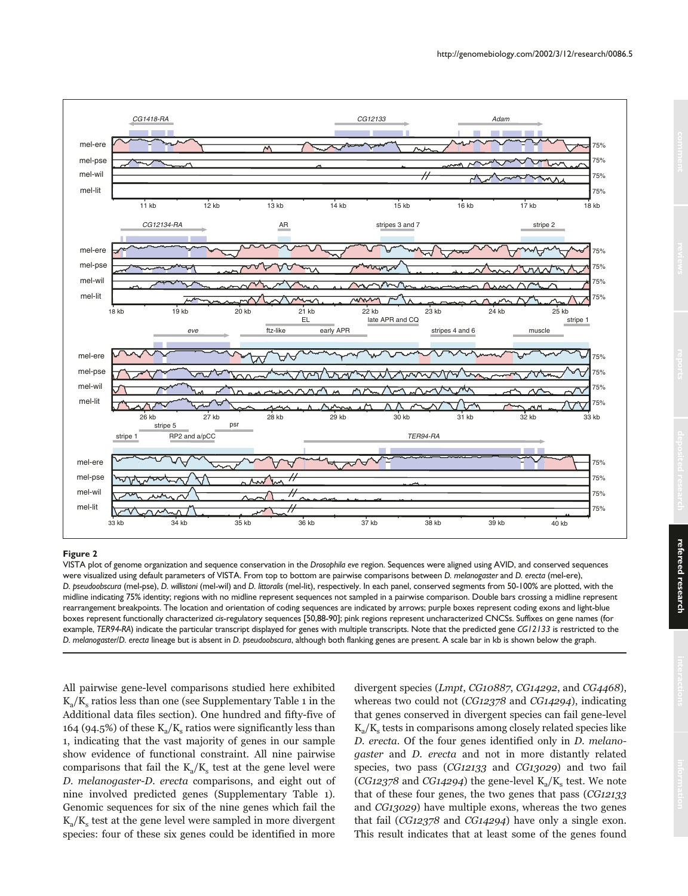**Figure 2**

VISTA plot of genome organization and sequence conservation in the *Drosophila eve* region. Sequences were aligned using AVID, and conserved sequences were visualized using default parameters of VISTA. From top to bottom are pairwise comparisons between *D. melanogaster* and *D. erecta* (mel-ere), *D. pseudoobscura* (mel-pse), *D. willistoni* (mel-wil) and *D. littoralis* (mel-lit), respectively. In each panel, conserved segments from 50-100% are plotted, with the midline indicating 75% identity; regions with no midline represent sequences not sampled in a pairwise comparison. Double bars crossing a midline represent rearrangement breakpoints. The location and orientation of coding sequences are indicated by arrows; purple boxes represent coding exons and light-blue boxes represent functionally characterized *cis*-regulatory sequences [50,88-90]; pink regions represent uncharacterized CNCSs. Suffixes on gene names (for example, *TER94-RA*) indicate the particular transcript displayed for genes with multiple transcripts. Note that the predicted gene *CG12133* is restricted to the *D. melanogaster*/*D. erecta* lineage but is absent in *D. pseudoobscura*, although both flanking genes are present. A scale bar in kb is shown below the graph.

All pairwise gene-level comparisons studied here exhibited $K_a/K_s$ ratios less than one (see Supplementary Table 1 in the Additional data files section). One hundred and fifty-five of 164 (94.5%) of these $K_a/K_s$ ratios were significantly less than 1, indicating that the vast majority of genes in our sample show evidence of functional constraint. All nine pairwise comparisons that fail the $K_a/K_s$ test at the gene level were *D. melanogaster*-*D. erecta* comparisons, and eight out of nine involved predicted genes (Supplementary Table 1). Genomic sequences for six of the nine genes which fail the $K_a/K_s$ test at the gene level were sampled in more divergent species: four of these six genes could be identified in more divergent species (*Lmpt*, *CG10887*, *CG14292*, and *CG4468*), whereas two could not (*CG12378* and *CG14294*), indicating that genes conserved in divergent species can fail gene-level $K_a/K_s$ tests in comparisons among closely related species like *D. erecta*. Of the four genes identified only in *D. melanogaster* and *D. erecta* and not in more distantly related species, two pass (*CG12133* and *CG13029*) and two fail (*CG12378* and *CG14294*) the gene-level $K_a/K_s$ test. We note that of these four genes, the two genes that pass (*CG12133* and *CG13029*) have multiple exons, whereas the two genes that fail (*CG12378* and *CG14294*) have only a single exon. This result indicates that at least some of the genes found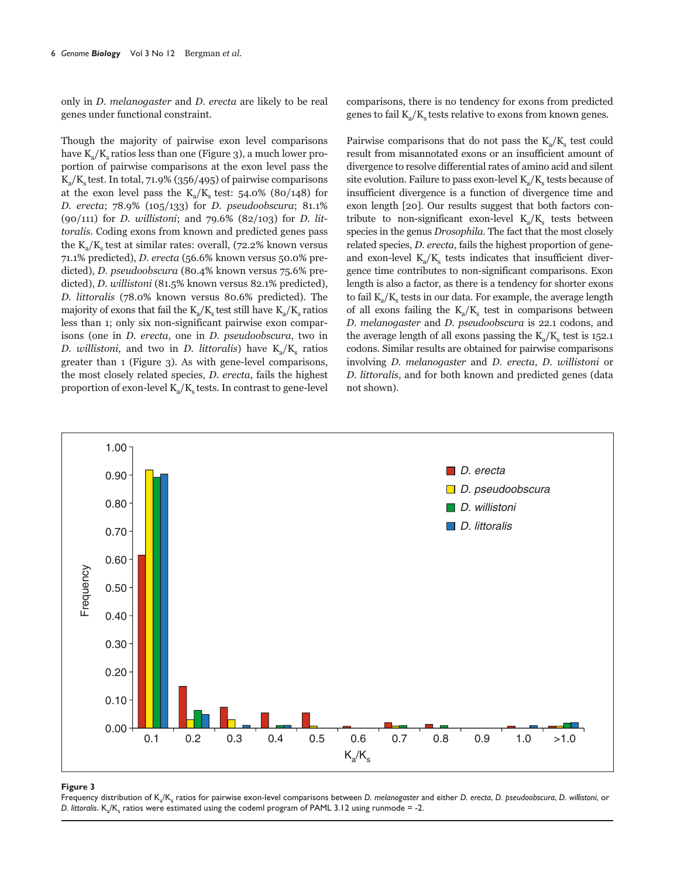only in *D. melanogaster* and *D. erecta* are likely to be real genes under functional constraint.

Though the majority of pairwise exon level comparisons have $K_a/K_s$ ratios less than one (Figure 3), a much lower proportion of pairwise comparisons at the exon level pass the $K_a/K_s$ test. In total, 71.9% (356/495) of pairwise comparisons at the exon level pass the $K_a/K_s$ test: 54.0% (80/148) for *D. erecta*; 78.9% (105/133) for *D. pseudoobscura*; 81.1% (90/111) for *D. willistoni*; and 79.6% (82/103) for *D. littoralis*. Coding exons from known and predicted genes pass the $K_a/K_s$ test at similar rates: overall, (72.2% known versus 71.1% predicted), *D. erecta* (56.6% known versus 50.0% predicted), *D. pseudoobscura* (80.4% known versus 75.6% predicted), *D. willistoni* (81.5% known versus 82.1% predicted), *D. littoralis* (78.0% known versus 80.6% predicted). The majority of exons that fail the $K_a/K_s$ test still have $K_a/K_s$ ratios less than 1; only six non-significant pairwise exon comparisons (one in *D. erecta*, one in *D. pseudoobscura*, two in *D. willistoni*, and two in *D. littoralis*) have $K_a/K_s$ ratios greater than 1 (Figure 3). As with gene-level comparisons, the most closely related species, *D. erecta*, fails the highest proportion of exon-level $K_a/K_s$ tests. In contrast to gene-level comparisons, there is no tendency for exons from predicted genes to fail $K_a/K_s$ tests relative to exons from known genes.

Pairwise comparisons that do not pass the $K_a/K_s$ test could result from misannotated exons or an insufficient amount of divergence to resolve differential rates of amino acid and silent site evolution. Failure to pass exon-level $K_a/K_s$ tests because of insufficient divergence is a function of divergence time and exon length [20]. Our results suggest that both factors contribute to non-significant exon-level $K_a/K_s$ tests between species in the genus *Drosophila*. The fact that the most closely related species, *D. erecta*, fails the highest proportion of gene- and exon-level $K_a/K_s$ tests indicates that insufficient divergence time contributes to non-significant comparisons. Exon length is also a factor, as there is a tendency for shorter exons to fail $K_a/K_s$ tests in our data. For example, the average length of all exons failing the $K_a/K_s$ test in comparisons between *D. melanogaster* and *D. pseudoobscura* is 22.1 codons, and the average length of all exons passing the $K_a/K_s$ test is 152.1 codons. Similar results are obtained for pairwise comparisons involving *D. melanogaster* and *D. erecta*, *D. willistoni* or *D. littoralis*, and for both known and predicted genes (data not shown).

**Figure 3**

Frequency distribution of $K_a/K_s$ ratios for pairwise exon-level comparisons between *D. melanogaster* and either *D. erecta*, *D. pseudoobscura*, *D. willistoni*, or *D. littoralis*. $K_a/K_s$ ratios were estimated using the codeml program of PAML 3.12 using runmode = -2.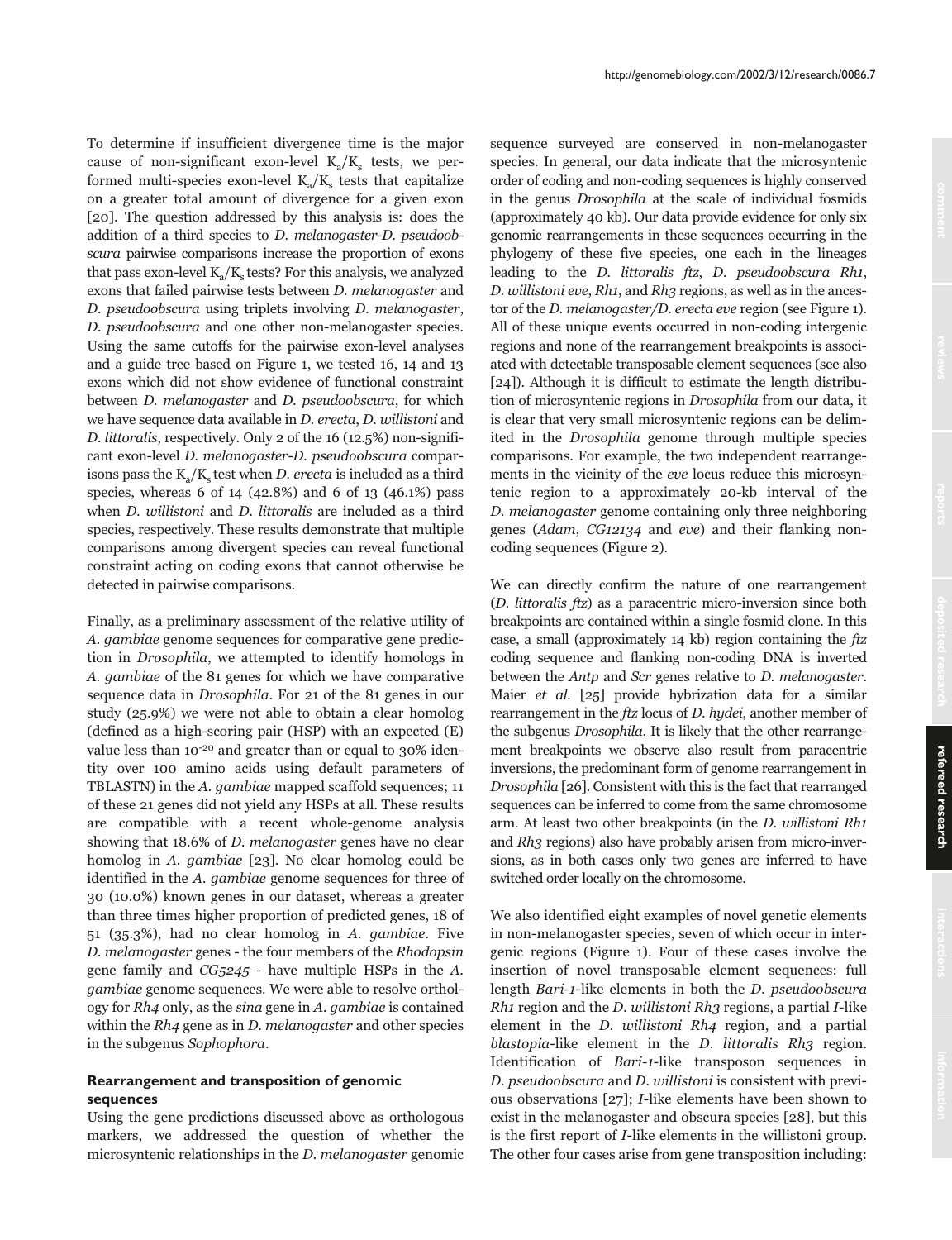To determine if insufficient divergence time is the major cause of non-significant exon-level $K_a/K_s$ tests, we performed multi-species exon-level $K_a/K_s$ tests that capitalize on a greater total amount of divergence for a given exon [20]. The question addressed by this analysis is: does the addition of a third species to *D. melanogaster*-*D. pseudoobscura* pairwise comparisons increase the proportion of exons that pass exon-level $K_a/K_s$ tests? For this analysis, we analyzed exons that failed pairwise tests between *D. melanogaster* and *D. pseudoobscura* using triplets involving *D. melanogaster*, *D. pseudoobscura* and one other non-melanogaster species. Using the same cutoffs for the pairwise exon-level analyses and a guide tree based on Figure 1, we tested 16, 14 and 13 exons which did not show evidence of functional constraint between *D. melanogaster* and *D. pseudoobscura*, for which we have sequence data available in *D. erecta*, *D. willistoni* and *D. littoralis*, respectively. Only 2 of the 16 (12.5%) non-significant exon-level *D. melanogaster*-*D. pseudoobscura* comparisons pass the $K_a/K_s$ test when *D. erecta* is included as a third species, whereas 6 of 14 (42.8%) and 6 of 13 (46.1%) pass when *D. willistoni* and *D. littoralis* are included as a third species, respectively. These results demonstrate that multiple comparisons among divergent species can reveal functional constraint acting on coding exons that cannot otherwise be detected in pairwise comparisons.

Finally, as a preliminary assessment of the relative utility of *A. gambiae* genome sequences for comparative gene prediction in *Drosophila*, we attempted to identify homologs in *A. gambiae* of the 81 genes for which we have comparative sequence data in *Drosophila*. For 21 of the 81 genes in our study (25.9%) we were not able to obtain a clear homolog (defined as a high-scoring pair (HSP) with an expected (E) value less than $10^{-20}$ and greater than or equal to 30% identity over 100 amino acids using default parameters of TBLASTN) in the *A. gambiae* mapped scaffold sequences; 11 of these 21 genes did not yield any HSPs at all. These results are compatible with a recent whole-genome analysis showing that 18.6% of *D. melanogaster* genes have no clear homolog in *A. gambiae* [23]. No clear homolog could be identified in the *A. gambiae* genome sequences for three of 30 (10.0%) known genes in our dataset, whereas a greater than three times higher proportion of predicted genes, 18 of 51 (35.3%), had no clear homolog in *A. gambiae*. Five *D. melanogaster* genes - the four members of the *Rhodopsin* gene family and *CG5245* - have multiple HSPs in the *A. gambiae* genome sequences. We were able to resolve orthology for *Rh4* only, as the *sina* gene in *A. gambiae* is contained within the *Rh4* gene as in *D. melanogaster* and other species in the subgenus *Sophophora*.

### Rearrangement and transposition of genomic sequences

Using the gene predictions discussed above as orthologous markers, we addressed the question of whether the microsyntenic relationships in the *D. melanogaster* genomic sequence surveyed are conserved in non-melanogaster species. In general, our data indicate that the microsyntenic order of coding and non-coding sequences is highly conserved in the genus *Drosophila* at the scale of individual fosmids (approximately 40 kb). Our data provide evidence for only six genomic rearrangements in these sequences occurring in the phylogeny of these five species, one each in the lineages leading to the *D. littoralis ftz*, *D. pseudoobscura Rh1*, *D. willistoni eve*, *Rh1*, and *Rh3* regions, as well as in the ancestor of the *D. melanogaster*/*D. erecta eve* region (see Figure 1). All of these unique events occurred in non-coding intergenic regions and none of the rearrangement breakpoints is associated with detectable transposable element sequences (see also [24]). Although it is difficult to estimate the length distribution of microsyntenic regions in *Drosophila* from our data, it is clear that very small microsyntenic regions can be delimited in the *Drosophila* genome through multiple species comparisons. For example, the two independent rearrangements in the vicinity of the *eve* locus reduce this microsyntenic region to a approximately 20-kb interval of the *D. melanogaster* genome containing only three neighboring genes (*Adam*, *CG12134* and *eve*) and their flanking non-coding sequences (Figure 2).

We can directly confirm the nature of one rearrangement (*D. littoralis ftz*) as a paracentric micro-inversion since both breakpoints are contained within a single fosmid clone. In this case, a small (approximately 14 kb) region containing the *ftz* coding sequence and flanking non-coding DNA is inverted between the *Antp* and *Scr* genes relative to *D. melanogaster*. Maier *et al.* [25] provide hybrization data for a similar rearrangement in the *ftz* locus of *D. hydei*, another member of the subgenus *Drosophila*. It is likely that the other rearrangement breakpoints we observe also result from paracentric inversions, the predominant form of genome rearrangement in *Drosophila* [26]. Consistent with this is the fact that rearranged sequences can be inferred to come from the same chromosome arm. At least two other breakpoints (in the *D. willistoni Rh1* and *Rh3* regions) also have probably arisen from micro-inversions, as in both cases only two genes are inferred to have switched order locally on the chromosome.

We also identified eight examples of novel genetic elements in non-melanogaster species, seven of which occur in intergenic regions (Figure 1). Four of these cases involve the insertion of novel transposable element sequences: full length *Bari-1*-like elements in both the *D. pseudoobscura Rh1* region and the *D. willistoni Rh3* regions, a partial *I*-like element in the *D. willistoni Rh4* region, and a partial *blastopia*-like element in the *D. littoralis Rh3* region. Identification of *Bari-1*-like transposon sequences in *D. pseudoobscura* and *D. willistoni* is consistent with previous observations [27]; *I*-like elements have been shown to exist in the melanogaster and obscura species [28], but this is the first report of *I*-like elements in the willistoni group. The other four cases arise from gene transposition including: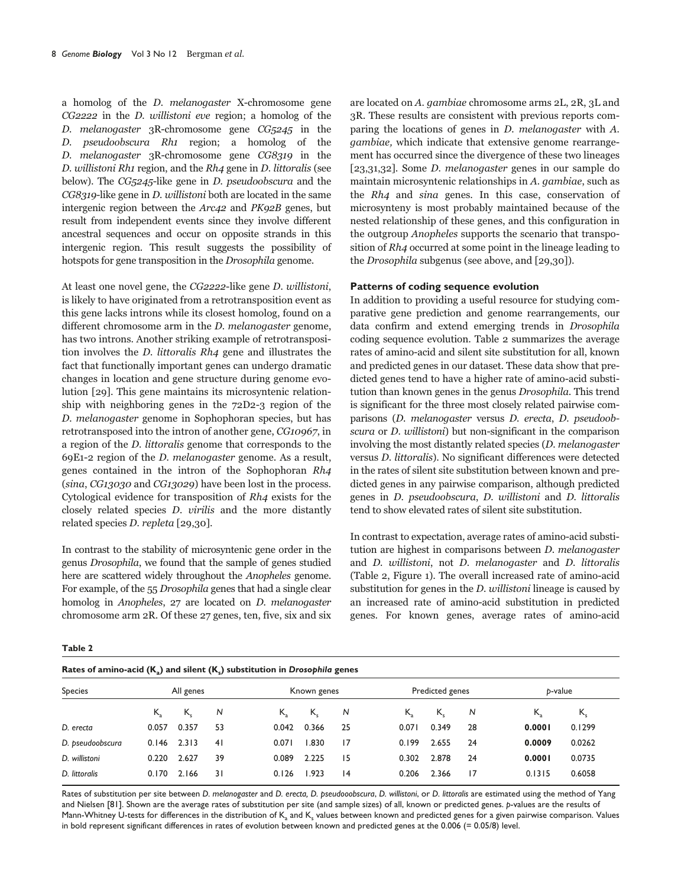a homolog of the *D. melanogaster* X-chromosome gene *CG2222* in the *D. willistoni eve* region; a homolog of the *D. melanogaster* 3R-chromosome gene *CG5245* in the *D. pseudoobscura Rh1* region; a homolog of the *D. melanogaster* 3R-chromosome gene *CG8319* in the *D. willistoni Rh1* region, and the *Rh4* gene in *D. littoralis* (see below). The *CG5245*-like gene in *D. pseudoobscura* and the *CG8319*-like gene in *D. willistoni* both are located in the same intergenic region between the *Arc42* and *PK92B* genes, but result from independent events since they involve different ancestral sequences and occur on opposite strands in this intergenic region. This result suggests the possibility of hotspots for gene transposition in the *Drosophila* genome.

At least one novel gene, the *CG2222*-like gene *D. willistoni*, is likely to have originated from a retrotransposition event as this gene lacks introns while its closest homolog, found on a different chromosome arm in the *D. melanogaster* genome, has two introns. Another striking example of retrotransposition involves the *D. littoralis Rh4* gene and illustrates the fact that functionally important genes can undergo dramatic changes in location and gene structure during genome evolution [29]. This gene maintains its microsyntenic relationship with neighboring genes in the 72D2-3 region of the *D. melanogaster* genome in Sophophoran species, but has retrotransposed into the intron of another gene, *CG10967*, in a region of the *D. littoralis* genome that corresponds to the 69E1-2 region of the *D. melanogaster* genome. As a result, genes contained in the intron of the Sophophoran *Rh4* (*sina*, *CG13030* and *CG13029*) have been lost in the process. Cytological evidence for transposition of *Rh4* exists for the closely related species *D. virilis* and the more distantly related species *D. repleta* [29,30].

In contrast to the stability of microsyntenic gene order in the genus *Drosophila*, we found that the sample of genes studied here are scattered widely throughout the *Anopheles* genome. For example, of the 55 *Drosophila* genes that had a single clear homolog in *Anopheles*, 27 are located on *D. melanogaster* chromosome arm 2R. Of these 27 genes, ten, five, six and six are located on *A. gambiae* chromosome arms 2L, 2R, 3L and 3R. These results are consistent with previous reports comparing the locations of genes in *D. melanogaster* with *A. gambiae,* which indicate that extensive genome rearrangement has occurred since the divergence of these two lineages [23,31,32]. Some *D. melanogaster* genes in our sample do maintain microsyntenic relationships in *A. gambiae*, such as the *Rh4* and *sina* genes. In this case, conservation of microsynteny is most probably maintained because of the nested relationship of these genes, and this configuration in the outgroup *Anopheles* supports the scenario that transposition of *Rh4* occurred at some point in the lineage leading to the *Drosophila* subgenus (see above, and [29,30]).

### Patterns of coding sequence evolution

In addition to providing a useful resource for studying comparative gene prediction and genome rearrangements, our data confirm and extend emerging trends in *Drosophila* coding sequence evolution. Table 2 summarizes the average rates of amino-acid and silent site substitution for all, known and predicted genes in our dataset. These data show that predicted genes tend to have a higher rate of amino-acid substitution than known genes in the genus *Drosophila*. This trend is significant for the three most closely related pairwise comparisons (*D. melanogaster* versus *D. erecta*, *D. pseudoobscura* or *D. willistoni*) but non-significant in the comparison involving the most distantly related species (*D. melanogaster* versus *D. littoralis*). No significant differences were detected in the rates of silent site substitution between known and predicted genes in any pairwise comparison, although predicted genes in *D. pseudoobscura*, *D. willistoni* and *D. littoralis* tend to show elevated rates of silent site substitution.

In contrast to expectation, average rates of amino-acid substitution are highest in comparisons between *D. melanogaster* and *D. willistoni*, not *D. melanogaster* and *D. littoralis* (Table 2, Figure 1). The overall increased rate of amino-acid substitution for genes in the *D. willistoni* lineage is caused by an increased rate of amino-acid substitution in predicted genes. For known genes, average rates of amino-acid

**Table 2**

**Rates of amino-acid ($K_a$) and silent ($K_s$) substitution in *Drosophila* genes**

| Species | All genes | | | Known genes | | | Predicted genes | | | *p*-value | |
|---|---|---|---|---|---|---|---|---|---|---|---|
| | $K_a$ | $K_s$ | *N* | $K_a$ | $K_s$ | *N* | $K_a$ | $K_s$ | *N* | $K_a$ | $K_s$ |
| *D. erecta* | 0.057 | 0.357 | 53 | 0.042 | 0.366 | 25 | 0.071 | 0.349 | 28 | **0.0001** | 0.1299 |
| *D. pseudoobscura* | 0.146 | 2.313 | 41 | 0.071 | 1.830 | 17 | 0.199 | 2.655 | 24 | **0.0009** | 0.0262 |
| *D. willistoni* | 0.220 | 2.627 | 39 | 0.089 | 2.225 | 15 | 0.302 | 2.878 | 24 | **0.0001** | 0.0735 |
| *D. littoralis* | 0.170 | 2.166 | 31 | 0.126 | 1.923 | 14 | 0.206 | 2.366 | 17 | 0.1315 | 0.6058 |

Rates of substitution per site between *D. melanogaster* and *D. erecta, D. pseudooobscura*, *D. willistoni*, or *D. littoralis* are estimated using the method of Yang and Nielsen [81]. Shown are the average rates of substitution per site (and sample sizes) of all, known or predicted genes. *p*-values are the results of Mann-Whitney U-tests for differences in the distribution of $K_a$ and $K_s$ values between known and predicted genes for a given pairwise comparison. Values in bold represent significant differences in rates of evolution between known and predicted genes at the 0.006 (= 0.05/8) level.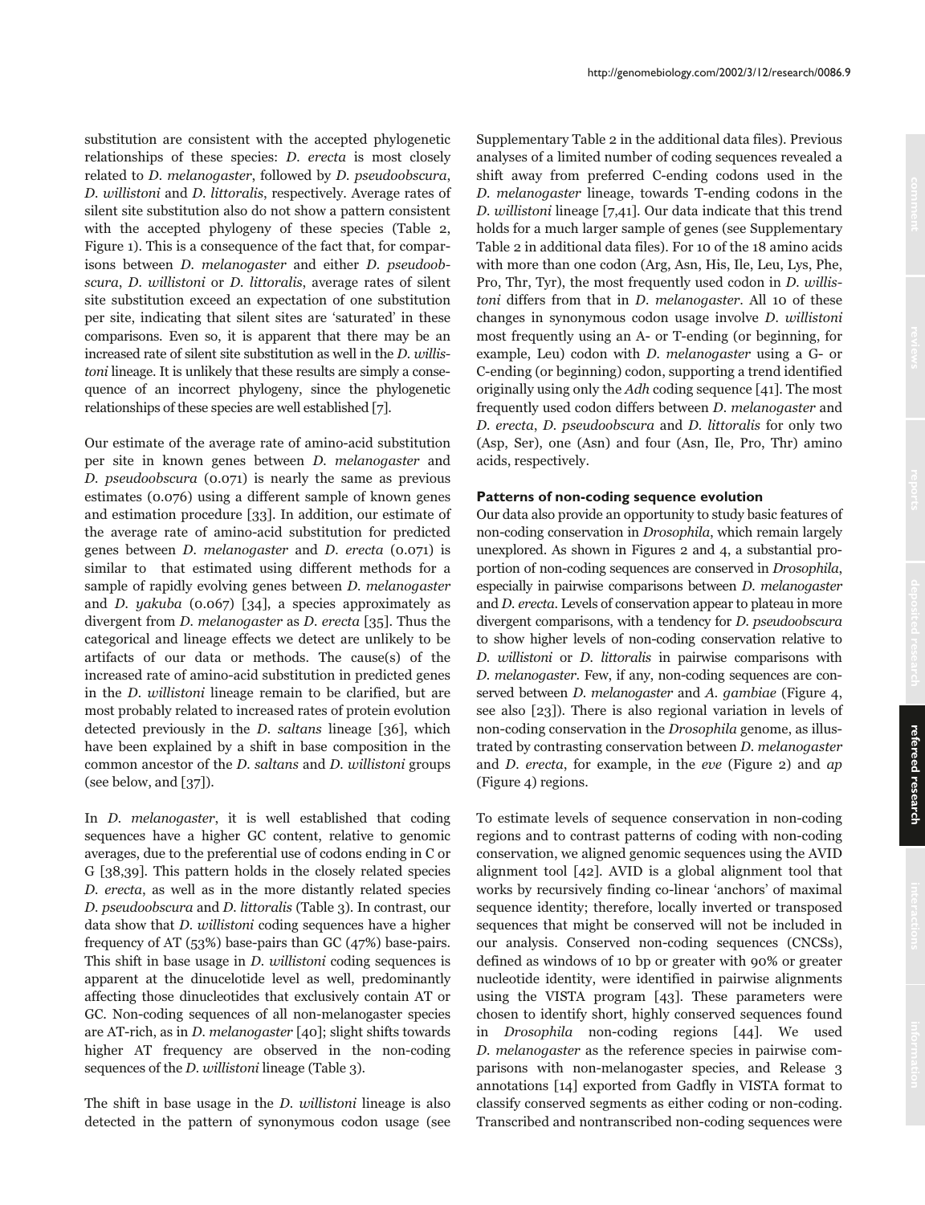substitution are consistent with the accepted phylogenetic relationships of these species: *D. erecta* is most closely related to *D. melanogaster*, followed by *D. pseudoobscura*, *D. willistoni* and *D. littoralis*, respectively. Average rates of silent site substitution also do not show a pattern consistent with the accepted phylogeny of these species (Table 2, Figure 1). This is a consequence of the fact that, for comparisons between *D. melanogaster* and either *D. pseudoobscura*, *D. willistoni* or *D. littoralis*, average rates of silent site substitution exceed an expectation of one substitution per site, indicating that silent sites are 'saturated' in these comparisons. Even so, it is apparent that there may be an increased rate of silent site substitution as well in the *D. willistoni* lineage. It is unlikely that these results are simply a consequence of an incorrect phylogeny, since the phylogenetic relationships of these species are well established [7].

Our estimate of the average rate of amino-acid substitution per site in known genes between *D. melanogaster* and *D. pseudoobscura* (0.071) is nearly the same as previous estimates (0.076) using a different sample of known genes and estimation procedure [33]. In addition, our estimate of the average rate of amino-acid substitution for predicted genes between *D. melanogaster* and *D. erecta* (0.071) is similar to that estimated using different methods for a sample of rapidly evolving genes between *D. melanogaster* and *D. yakuba* (0.067) [34], a species approximately as divergent from *D. melanogaster* as *D. erecta* [35]. Thus the categorical and lineage effects we detect are unlikely to be artifacts of our data or methods. The cause(s) of the increased rate of amino-acid substitution in predicted genes in the *D. willistoni* lineage remain to be clarified, but are most probably related to increased rates of protein evolution detected previously in the *D. saltans* lineage [36], which have been explained by a shift in base composition in the common ancestor of the *D. saltans* and *D. willistoni* groups (see below, and [37]).

In *D. melanogaster*, it is well established that coding sequences have a higher GC content, relative to genomic averages, due to the preferential use of codons ending in C or G [38,39]. This pattern holds in the closely related species *D. erecta*, as well as in the more distantly related species *D. pseudoobscura* and *D. littoralis* (Table 3). In contrast, our data show that *D. willistoni* coding sequences have a higher frequency of AT (53%) base-pairs than GC (47%) base-pairs. This shift in base usage in *D. willistoni* coding sequences is apparent at the dinucelotide level as well, predominantly affecting those dinucleotides that exclusively contain AT or GC. Non-coding sequences of all non-melanogaster species are AT-rich, as in *D. melanogaster* [40]; slight shifts towards higher AT frequency are observed in the non-coding sequences of the *D. willistoni* lineage (Table 3).

The shift in base usage in the *D. willistoni* lineage is also detected in the pattern of synonymous codon usage (see Supplementary Table 2 in the additional data files). Previous analyses of a limited number of coding sequences revealed a shift away from preferred C-ending codons used in the *D. melanogaster* lineage, towards T-ending codons in the *D. willistoni* lineage [7,41]. Our data indicate that this trend holds for a much larger sample of genes (see Supplementary Table 2 in additional data files). For 10 of the 18 amino acids with more than one codon (Arg, Asn, His, Ile, Leu, Lys, Phe, Pro, Thr, Tyr), the most frequently used codon in *D. willistoni* differs from that in *D. melanogaster*. All 10 of these changes in synonymous codon usage involve *D. willistoni* most frequently using an A- or T-ending (or beginning, for example, Leu) codon with *D. melanogaster* using a G- or C-ending (or beginning) codon, supporting a trend identified originally using only the *Adh* coding sequence [41]. The most frequently used codon differs between *D. melanogaster* and *D. erecta*, *D. pseudoobscura* and *D. littoralis* for only two (Asp, Ser), one (Asn) and four (Asn, Ile, Pro, Thr) amino acids, respectively.

### Patterns of non-coding sequence evolution

Our data also provide an opportunity to study basic features of non-coding conservation in *Drosophila*, which remain largely unexplored. As shown in Figures 2 and 4, a substantial proportion of non-coding sequences are conserved in *Drosophila*, especially in pairwise comparisons between *D. melanogaster* and *D. erecta*. Levels of conservation appear to plateau in more divergent comparisons, with a tendency for *D. pseudoobscura* to show higher levels of non-coding conservation relative to *D. willistoni* or *D. littoralis* in pairwise comparisons with *D. melanogaster*. Few, if any, non-coding sequences are conserved between *D. melanogaster* and *A. gambiae* (Figure 4, see also [23]). There is also regional variation in levels of non-coding conservation in the *Drosophila* genome, as illustrated by contrasting conservation between *D. melanogaster* and *D. erecta*, for example, in the *eve* (Figure 2) and *ap* (Figure 4) regions.

To estimate levels of sequence conservation in non-coding regions and to contrast patterns of coding with non-coding conservation, we aligned genomic sequences using the AVID alignment tool [42]. AVID is a global alignment tool that works by recursively finding co-linear 'anchors' of maximal sequence identity; therefore, locally inverted or transposed sequences that might be conserved will not be included in our analysis. Conserved non-coding sequences (CNCSs), defined as windows of 10 bp or greater with 90% or greater nucleotide identity, were identified in pairwise alignments using the VISTA program [43]. These parameters were chosen to identify short, highly conserved sequences found in *Drosophila* non-coding regions [44]. We used *D. melanogaster* as the reference species in pairwise comparisons with non-melanogaster species, and Release 3 annotations [14] exported from Gadfly in VISTA format to classify conserved segments as either coding or non-coding. Transcribed and nontranscribed non-coding sequences were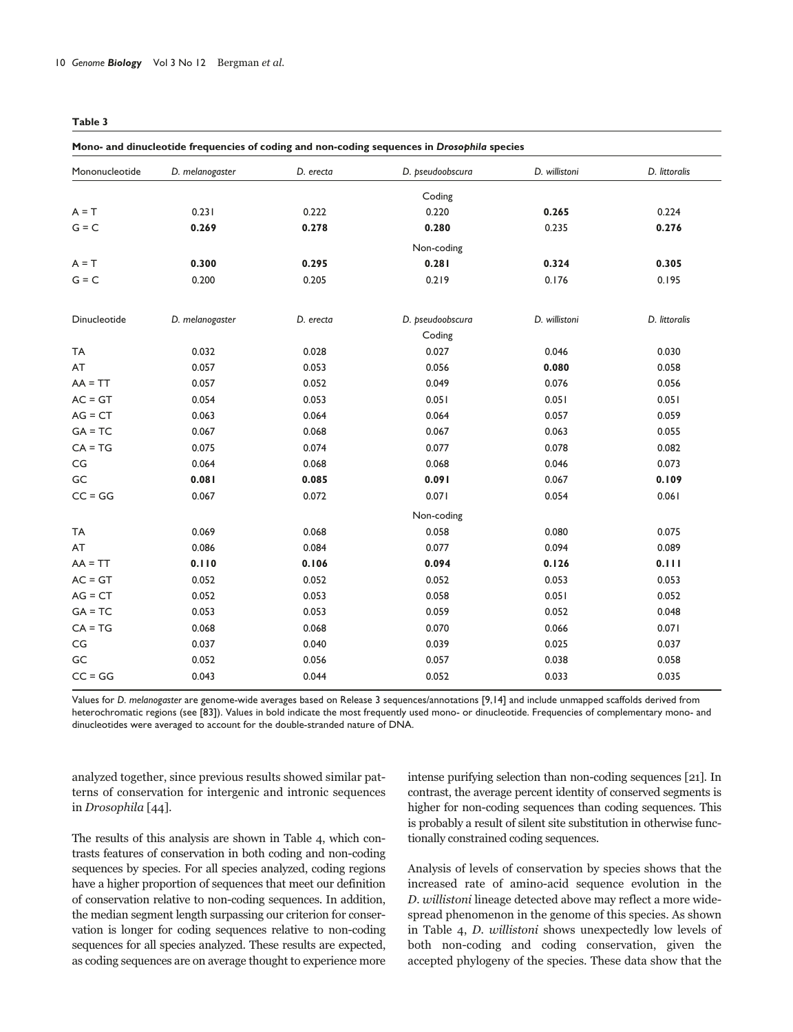**Table 3**

**Mono- and dinucleotide frequencies of coding and non-coding sequences in *Drosophila* species**

| Mononucleotide | *D. melanogaster* | *D. erecta* | *D. pseudoobscura* | *D. willistoni* | *D. littoralis* |
|---|---|---|---|---|---|
| | | | Coding | | |
| A = T | 0.231 | 0.222 | 0.220 | **0.265** | 0.224 |
| G = C | **0.269** | **0.278** | **0.280** | 0.235 | **0.276** |
| | | | Non-coding | | |
| A = T | **0.300** | **0.295** | **0.281** | **0.324** | **0.305** |
| G = C | 0.200 | 0.205 | 0.219 | 0.176 | 0.195 |
| | | | | | |
| **Dinucleotide** | ***D. melanogaster*** | ***D. erecta*** | ***D. pseudoobscura*** | ***D. willistoni*** | ***D. littoralis*** |
| | | | Coding | | |
| TA | 0.032 | 0.028 | 0.027 | 0.046 | 0.030 |
| AT | 0.057 | 0.053 | 0.056 | **0.080** | 0.058 |
| AA = TT | 0.057 | 0.052 | 0.049 | 0.076 | 0.056 |
| AC = GT | 0.054 | 0.053 | 0.051 | 0.051 | 0.051 |
| AG = CT | 0.063 | 0.064 | 0.064 | 0.057 | 0.059 |
| GA = TC | 0.067 | 0.068 | 0.067 | 0.063 | 0.055 |
| CA = TG | 0.075 | 0.074 | 0.077 | 0.078 | 0.082 |
| CG | 0.064 | 0.068 | 0.068 | 0.046 | 0.073 |
| GC | **0.081** | **0.085** | **0.091** | 0.067 | **0.109** |
| CC = GG | 0.067 | 0.072 | 0.071 | 0.054 | 0.061 |
| | | | Non-coding | | |
| TA | 0.069 | 0.068 | 0.058 | 0.080 | 0.075 |
| AT | 0.086 | 0.084 | 0.077 | 0.094 | 0.089 |
| AA = TT | **0.110** | **0.106** | **0.094** | **0.126** | **0.111** |
| AC = GT | 0.052 | 0.052 | 0.052 | 0.053 | 0.053 |
| AG = CT | 0.052 | 0.053 | 0.058 | 0.051 | 0.052 |
| GA = TC | 0.053 | 0.053 | 0.059 | 0.052 | 0.048 |
| CA = TG | 0.068 | 0.068 | 0.070 | 0.066 | 0.071 |
| CG | 0.037 | 0.040 | 0.039 | 0.025 | 0.037 |
| GC | 0.052 | 0.056 | 0.057 | 0.038 | 0.058 |
| CC = GG | 0.043 | 0.044 | 0.052 | 0.033 | 0.035 |

Values for *D. melanogaster* are genome-wide averages based on Release 3 sequences/annotations [9,14] and include unmapped scaffolds derived from heterochromatic regions (see [83]). Values in bold indicate the most frequently used mono- or dinucleotide. Frequencies of complementary mono- and dinucleotides were averaged to account for the double-stranded nature of DNA.

analyzed together, since previous results showed similar patterns of conservation for intergenic and intronic sequences in *Drosophila* [44].

The results of this analysis are shown in Table 4, which contrasts features of conservation in both coding and non-coding sequences by species. For all species analyzed, coding regions have a higher proportion of sequences that meet our definition of conservation relative to non-coding sequences. In addition, the median segment length surpassing our criterion for conservation is longer for coding sequences relative to non-coding sequences for all species analyzed. These results are expected, as coding sequences are on average thought to experience more intense purifying selection than non-coding sequences [21]. In contrast, the average percent identity of conserved segments is higher for non-coding sequences than coding sequences. This is probably a result of silent site substitution in otherwise functionally constrained coding sequences.

Analysis of levels of conservation by species shows that the increased rate of amino-acid sequence evolution in the *D. willistoni* lineage detected above may reflect a more widespread phenomenon in the genome of this species. As shown in Table 4, *D. willistoni* shows unexpectedly low levels of both non-coding and coding conservation, given the accepted phylogeny of the species. These data show that the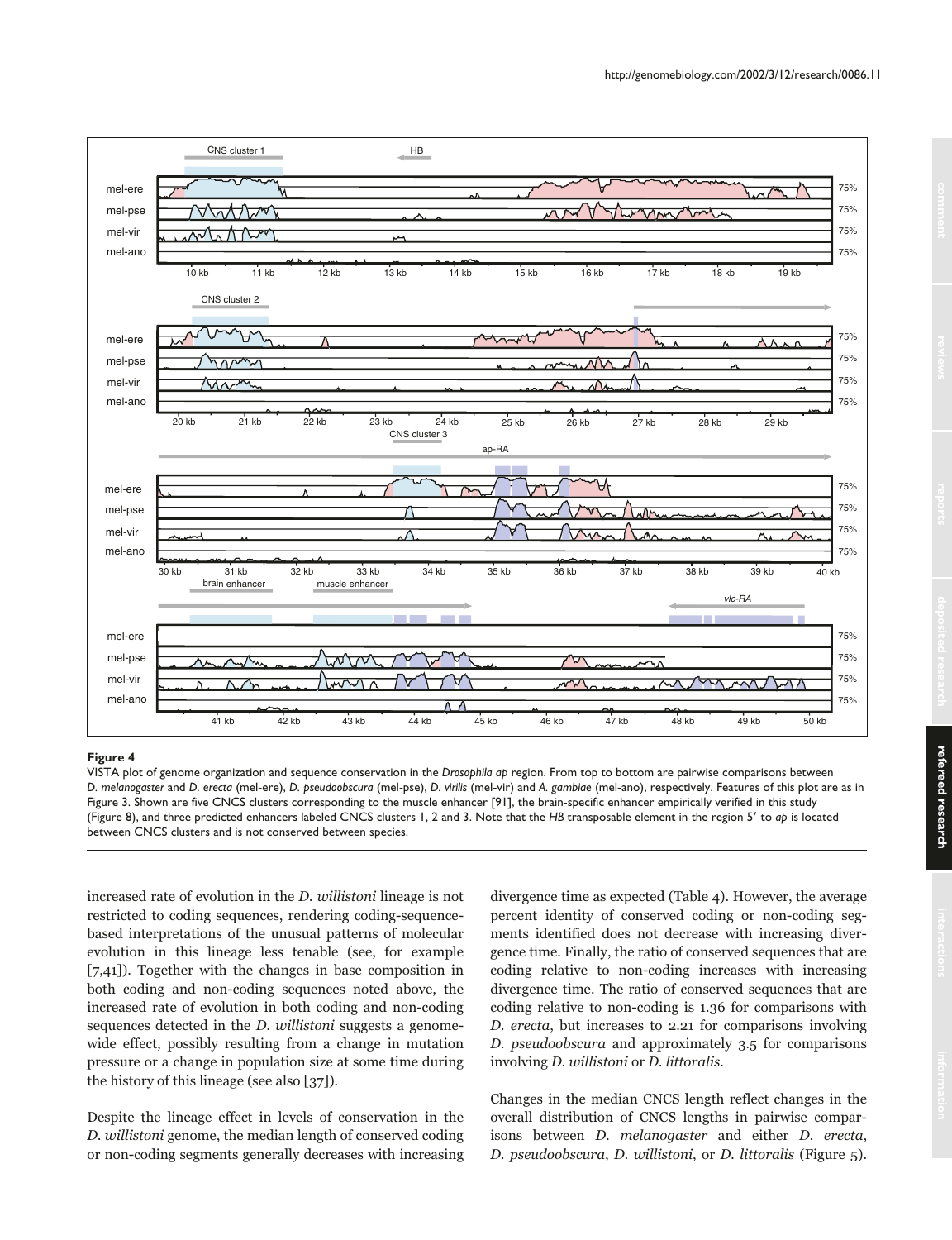**Figure 4**

VISTA plot of genome organization and sequence conservation in the *Drosophila ap* region. From top to bottom are pairwise comparisons between *D. melanogaster* and *D. erecta* (mel-ere), *D. pseudoobscura* (mel-pse), *D. virilis* (mel-vir) and *A. gambiae* (mel-ano), respectively. Features of this plot are as in Figure 3. Shown are five CNCS clusters corresponding to the muscle enhancer [91], the brain-specific enhancer empirically verified in this study (Figure 8), and three predicted enhancers labeled CNCS clusters 1, 2 and 3. Note that the *HB* transposable element in the region 5′ to *ap* is located between CNCS clusters and is not conserved between species.

increased rate of evolution in the *D. willistoni* lineage is not restricted to coding sequences, rendering coding-sequence-based interpretations of the unusual patterns of molecular evolution in this lineage less tenable (see, for example [7,41]). Together with the changes in base composition in both coding and non-coding sequences noted above, the increased rate of evolution in both coding and non-coding sequences detected in the *D. willistoni* suggests a genome-wide effect, possibly resulting from a change in mutation pressure or a change in population size at some time during the history of this lineage (see also [37]).

Despite the lineage effect in levels of conservation in the *D. willistoni* genome, the median length of conserved coding or non-coding segments generally decreases with increasing divergence time as expected (Table 4). However, the average percent identity of conserved coding or non-coding segments identified does not decrease with increasing divergence time. Finally, the ratio of conserved sequences that are coding relative to non-coding increases with increasing divergence time. The ratio of conserved sequences that are coding relative to non-coding is 1.36 for comparisons with *D. erecta*, but increases to 2.21 for comparisons involving *D. pseudoobscura* and approximately 3.5 for comparisons involving *D. willistoni* or *D. littoralis*.

Changes in the median CNCS length reflect changes in the overall distribution of CNCS lengths in pairwise comparisons between *D. melanogaster* and either *D. erecta*, *D. pseudoobscura*, *D. willistoni*, or *D. littoralis* (Figure 5).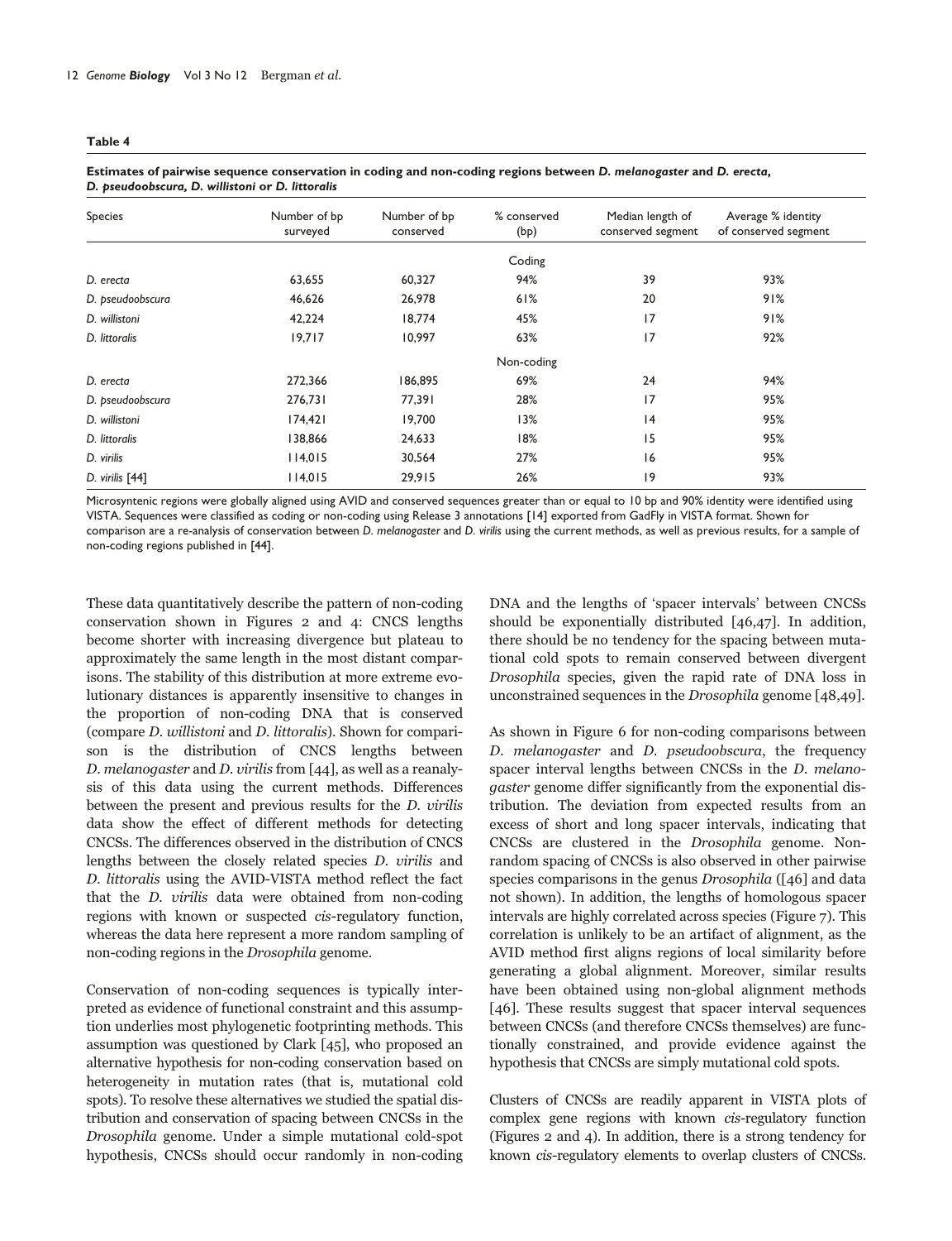**Table 4**

**Estimates of pairwise sequence conservation in coding and non-coding regions between *D. melanogaster* and *D. erecta*, *D. pseudoobscura*, *D. willistoni* or *D. littoralis***

| Species | Number of bp surveyed | Number of bp conserved | % conserved (bp) | Median length of conserved segment | Average % identity of conserved segment |
|---|---|---|---|---|---|
| | | | Coding | | |
| *D. erecta* | 63,655 | 60,327 | 94% | 39 | 93% |
| *D. pseudoobscura* | 46,626 | 26,978 | 61% | 20 | 91% |
| *D. willistoni* | 42,224 | 18,774 | 45% | 17 | 91% |
| *D. littoralis* | 19,717 | 10,997 | 63% | 17 | 92% |
| | | | Non-coding | | |
| *D. erecta* | 272,366 | 186,895 | 69% | 24 | 94% |
| *D. pseudoobscura* | 276,731 | 77,391 | 28% | 17 | 95% |
| *D. willistoni* | 174,421 | 19,700 | 13% | 14 | 95% |
| *D. littoralis* | 138,866 | 24,633 | 18% | 15 | 95% |
| *D. virilis* | 114,015 | 30,564 | 27% | 16 | 95% |
| *D. virilis* [44] | 114,015 | 29,915 | 26% | 19 | 93% |

Microsyntenic regions were globally aligned using AVID and conserved sequences greater than or equal to 10 bp and 90% identity were identified using VISTA. Sequences were classified as coding or non-coding using Release 3 annotations [14] exported from GadFly in VISTA format. Shown for comparison are a re-analysis of conservation between *D. melanogaster* and *D. virilis* using the current methods, as well as previous results, for a sample of non-coding regions published in [44].

These data quantitatively describe the pattern of non-coding conservation shown in Figures 2 and 4: CNCS lengths become shorter with increasing divergence but plateau to approximately the same length in the most distant comparisons. The stability of this distribution at more extreme evolutionary distances is apparently insensitive to changes in the proportion of non-coding DNA that is conserved (compare *D. willistoni* and *D. littoralis*). Shown for comparison is the distribution of CNCS lengths between *D. melanogaster* and *D. virilis* from [44], as well as a reanalysis of this data using the current methods. Differences between the present and previous results for the *D. virilis* data show the effect of different methods for detecting CNCSs. The differences observed in the distribution of CNCS lengths between the closely related species *D. virilis* and *D. littoralis* using the AVID-VISTA method reflect the fact that the *D. virilis* data were obtained from non-coding regions with known or suspected *cis*-regulatory function, whereas the data here represent a more random sampling of non-coding regions in the *Drosophila* genome.

Conservation of non-coding sequences is typically interpreted as evidence of functional constraint and this assumption underlies most phylogenetic footprinting methods. This assumption was questioned by Clark [45], who proposed an alternative hypothesis for non-coding conservation based on heterogeneity in mutation rates (that is, mutational cold spots). To resolve these alternatives we studied the spatial distribution and conservation of spacing between CNCSs in the *Drosophila* genome. Under a simple mutational cold-spot hypothesis, CNCSs should occur randomly in non-coding DNA and the lengths of 'spacer intervals' between CNCSs should be exponentially distributed [46,47]. In addition, there should be no tendency for the spacing between mutational cold spots to remain conserved between divergent *Drosophila* species, given the rapid rate of DNA loss in unconstrained sequences in the *Drosophila* genome [48,49].

As shown in Figure 6 for non-coding comparisons between *D. melanogaster* and *D. pseudoobscura*, the frequency spacer interval lengths between CNCSs in the *D. melanogaster* genome differ significantly from the exponential distribution. The deviation from expected results from an excess of short and long spacer intervals, indicating that CNCSs are clustered in the *Drosophila* genome. Non-random spacing of CNCSs is also observed in other pairwise species comparisons in the genus *Drosophila* ([46] and data not shown). In addition, the lengths of homologous spacer intervals are highly correlated across species (Figure 7). This correlation is unlikely to be an artifact of alignment, as the AVID method first aligns regions of local similarity before generating a global alignment. Moreover, similar results have been obtained using non-global alignment methods [46]. These results suggest that spacer interval sequences between CNCSs (and therefore CNCSs themselves) are functionally constrained, and provide evidence against the hypothesis that CNCSs are simply mutational cold spots.

Clusters of CNCSs are readily apparent in VISTA plots of complex gene regions with known *cis*-regulatory function (Figures 2 and 4). In addition, there is a strong tendency for known *cis*-regulatory elements to overlap clusters of CNCSs.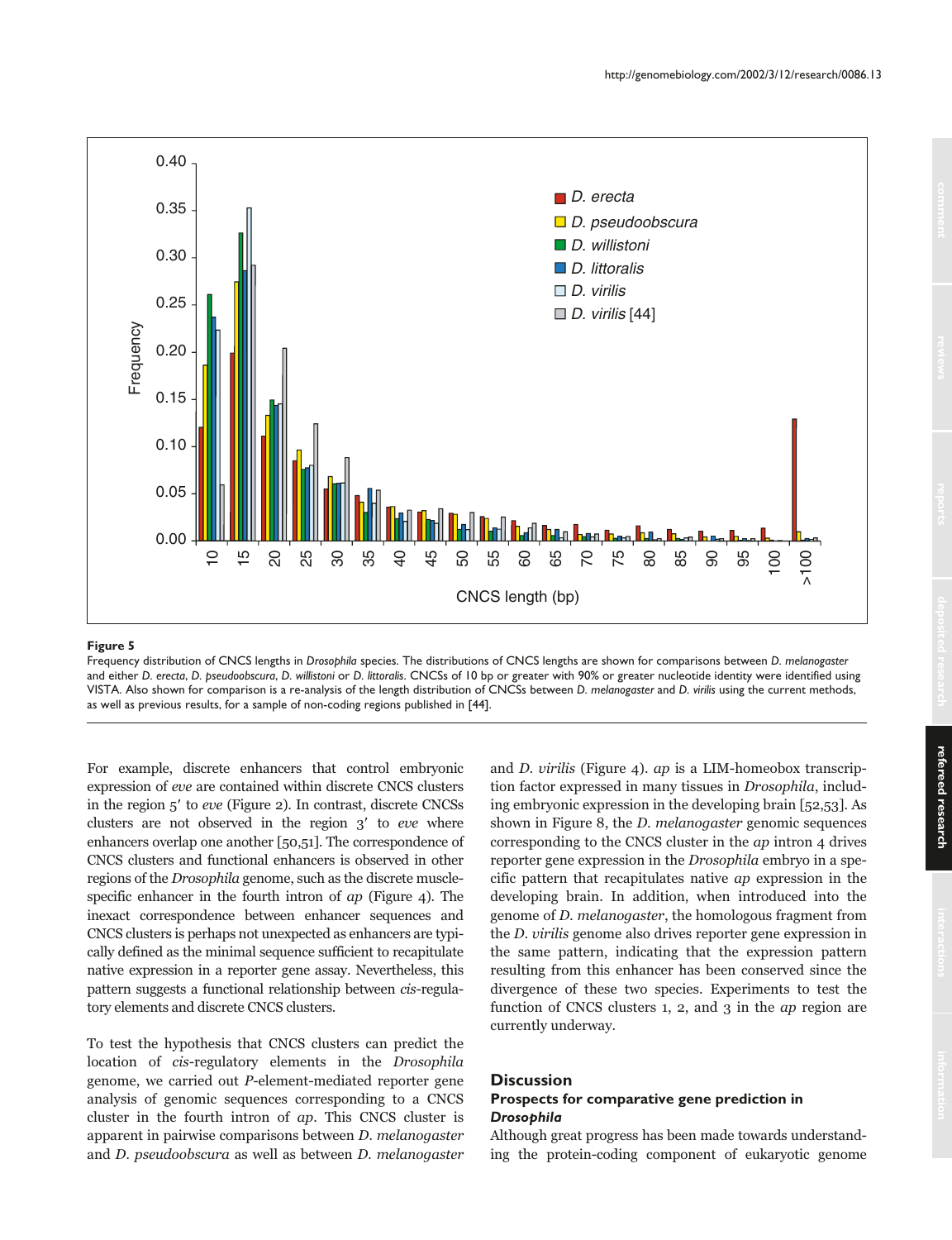**Figure 5**

Frequency distribution of CNCS lengths in *Drosophila* species. The distributions of CNCS lengths are shown for comparisons between *D. melanogaster* and either *D. erecta*, *D. pseudoobscura*, *D. willistoni* or *D. littoralis*. CNCSs of 10 bp or greater with 90% or greater nucleotide identity were identified using VISTA. Also shown for comparison is a re-analysis of the length distribution of CNCSs between *D. melanogaster* and *D. virilis* using the current methods, as well as previous results, for a sample of non-coding regions published in [44].

For example, discrete enhancers that control embryonic expression of *eve* are contained within discrete CNCS clusters in the region 5′ to *eve* (Figure 2). In contrast, discrete CNCSs clusters are not observed in the region 3′ to *eve* where enhancers overlap one another [50,51]. The correspondence of CNCS clusters and functional enhancers is observed in other regions of the *Drosophila* genome, such as the discrete muscle-specific enhancer in the fourth intron of *ap* (Figure 4). The inexact correspondence between enhancer sequences and CNCS clusters is perhaps not unexpected as enhancers are typically defined as the minimal sequence sufficient to recapitulate native expression in a reporter gene assay. Nevertheless, this pattern suggests a functional relationship between *cis*-regulatory elements and discrete CNCS clusters.

To test the hypothesis that CNCS clusters can predict the location of *cis*-regulatory elements in the *Drosophila* genome, we carried out *P*-element-mediated reporter gene analysis of genomic sequences corresponding to a CNCS cluster in the fourth intron of *ap*. This CNCS cluster is apparent in pairwise comparisons between *D. melanogaster* and *D. pseudoobscura* as well as between *D. melanogaster* and *D. virilis* (Figure 4). *ap* is a LIM-homeobox transcription factor expressed in many tissues in *Drosophila*, including embryonic expression in the developing brain [52,53]. As shown in Figure 8, the *D. melanogaster* genomic sequences corresponding to the CNCS cluster in the *ap* intron 4 drives reporter gene expression in the *Drosophila* embryo in a specific pattern that recapitulates native *ap* expression in the developing brain. In addition, when introduced into the genome of *D. melanogaster*, the homologous fragment from the *D. virilis* genome also drives reporter gene expression in the same pattern, indicating that the expression pattern resulting from this enhancer has been conserved since the divergence of these two species. Experiments to test the function of CNCS clusters 1, 2, and 3 in the *ap* region are currently underway.

## Discussion

### Prospects for comparative gene prediction in *Drosophila*

Although great progress has been made towards understanding the protein-coding component of eukaryotic genome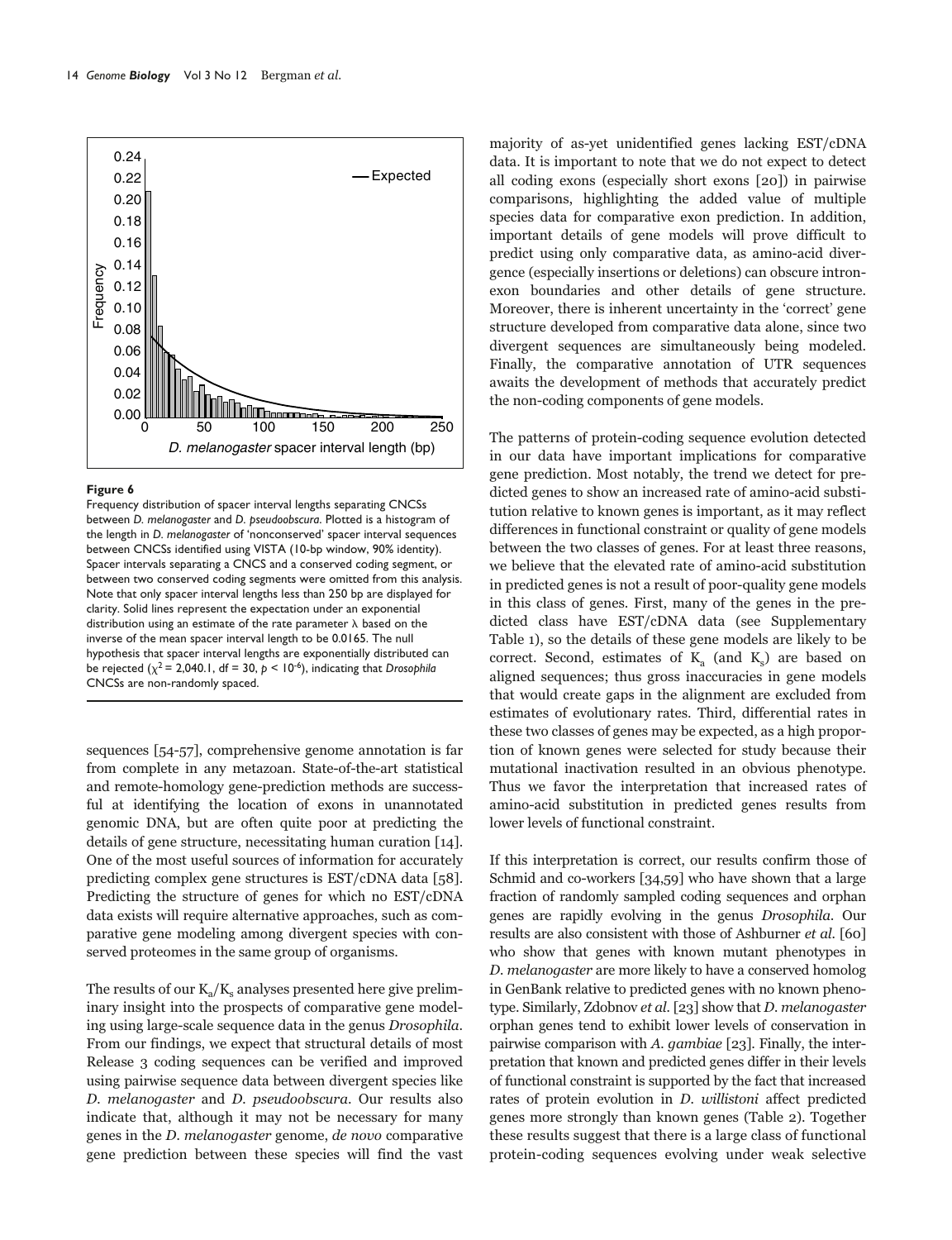**Figure 6**

Frequency distribution of spacer interval lengths separating CNCSs between *D. melanogaster* and *D. pseudoobscura*. Plotted is a histogram of the length in *D. melanogaster* of 'nonconserved' spacer interval sequences between CNCSs identified using VISTA (10-bp window, 90% identity). Spacer intervals separating a CNCS and a conserved coding segment, or between two conserved coding segments were omitted from this analysis. Note that only spacer interval lengths less than 250 bp are displayed for clarity. Solid lines represent the expectation under an exponential distribution using an estimate of the rate parameter λ based on the inverse of the mean spacer interval length to be 0.0165. The null hypothesis that spacer interval lengths are exponentially distributed can be rejected ($\chi^2$ = 2,040.1, df = 30, $p < 10^{-6}$), indicating that *Drosophila* CNCSs are non-randomly spaced.

sequences [54-57], comprehensive genome annotation is far from complete in any metazoan. State-of-the-art statistical and remote-homology gene-prediction methods are successful at identifying the location of exons in unannotated genomic DNA, but are often quite poor at predicting the details of gene structure, necessitating human curation [14]. One of the most useful sources of information for accurately predicting complex gene structures is EST/cDNA data [58]. Predicting the structure of genes for which no EST/cDNA data exists will require alternative approaches, such as comparative gene modeling among divergent species with conserved proteomes in the same group of organisms.

The results of our $K_a/K_s$ analyses presented here give preliminary insight into the prospects of comparative gene modeling using large-scale sequence data in the genus *Drosophila*. From our findings, we expect that structural details of most Release 3 coding sequences can be verified and improved using pairwise sequence data between divergent species like *D. melanogaster* and *D. pseudoobscura*. Our results also indicate that, although it may not be necessary for many genes in the *D. melanogaster* genome, *de novo* comparative gene prediction between these species will find the vast majority of as-yet unidentified genes lacking EST/cDNA data. It is important to note that we do not expect to detect all coding exons (especially short exons [20]) in pairwise comparisons, highlighting the added value of multiple species data for comparative exon prediction. In addition, important details of gene models will prove difficult to predict using only comparative data, as amino-acid divergence (especially insertions or deletions) can obscure intron-exon boundaries and other details of gene structure. Moreover, there is inherent uncertainty in the 'correct' gene structure developed from comparative data alone, since two divergent sequences are simultaneously being modeled. Finally, the comparative annotation of UTR sequences awaits the development of methods that accurately predict the non-coding components of gene models.

The patterns of protein-coding sequence evolution detected in our data have important implications for comparative gene prediction. Most notably, the trend we detect for predicted genes to show an increased rate of amino-acid substitution relative to known genes is important, as it may reflect differences in functional constraint or quality of gene models between the two classes of genes. For at least three reasons, we believe that the elevated rate of amino-acid substitution in predicted genes is not a result of poor-quality gene models in this class of genes. First, many of the genes in the predicted class have EST/cDNA data (see Supplementary Table 1), so the details of these gene models are likely to be correct. Second, estimates of $K_a$ (and $K_s$) are based on aligned sequences; thus gross inaccuracies in gene models that would create gaps in the alignment are excluded from estimates of evolutionary rates. Third, differential rates in these two classes of genes may be expected, as a high proportion of known genes were selected for study because their mutational inactivation resulted in an obvious phenotype. Thus we favor the interpretation that increased rates of amino-acid substitution in predicted genes results from lower levels of functional constraint.

If this interpretation is correct, our results confirm those of Schmid and co-workers [34,59] who have shown that a large fraction of randomly sampled coding sequences and orphan genes are rapidly evolving in the genus *Drosophila*. Our results are also consistent with those of Ashburner *et al.* [60] who show that genes with known mutant phenotypes in *D. melanogaster* are more likely to have a conserved homolog in GenBank relative to predicted genes with no known phenotype. Similarly, Zdobnov *et al.* [23] show that *D. melanogaster* orphan genes tend to exhibit lower levels of conservation in pairwise comparison with *A. gambiae* [23]. Finally, the interpretation that known and predicted genes differ in their levels of functional constraint is supported by the fact that increased rates of protein evolution in *D. willistoni* affect predicted genes more strongly than known genes (Table 2). Together these results suggest that there is a large class of functional protein-coding sequences evolving under weak selective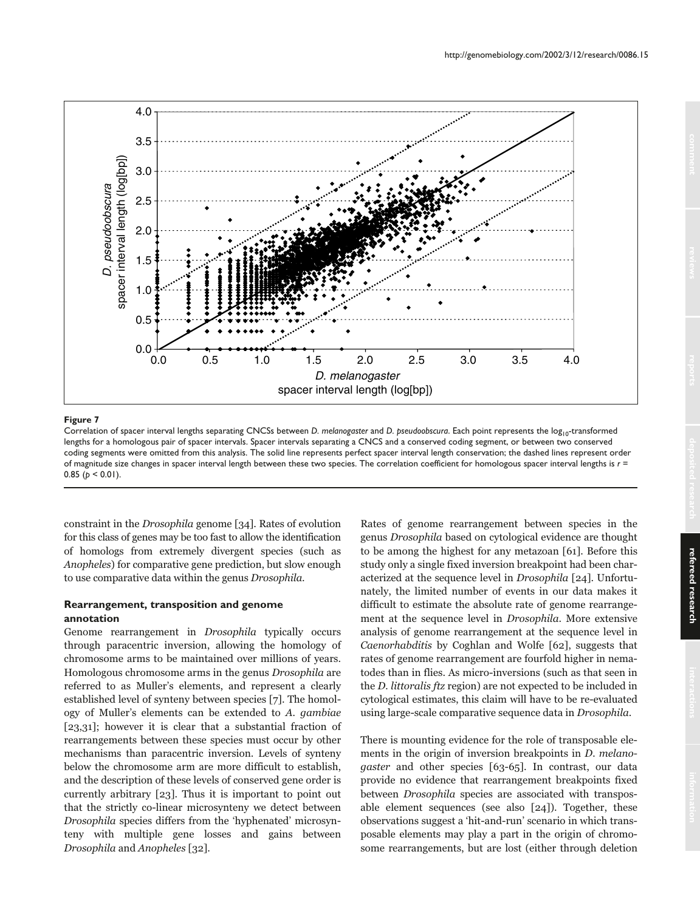**Figure 7**

Correlation of spacer interval lengths separating CNCSs between *D. melanogaster* and *D. pseudoobscura*. Each point represents the $\log_{10}$-transformed lengths for a homologous pair of spacer intervals. Spacer intervals separating a CNCS and a conserved coding segment, or between two conserved coding segments were omitted from this analysis. The solid line represents perfect spacer interval length conservation; the dashed lines represent order of magnitude size changes in spacer interval length between these two species. The correlation coefficient for homologous spacer interval lengths is $r = 0.85$ ($p < 0.01$).

constraint in the *Drosophila* genome [34]. Rates of evolution for this class of genes may be too fast to allow the identification of homologs from extremely divergent species (such as *Anopheles*) for comparative gene prediction, but slow enough to use comparative data within the genus *Drosophila*.

### Rearrangement, transposition and genome annotation

Genome rearrangement in *Drosophila* typically occurs through paracentric inversion, allowing the homology of chromosome arms to be maintained over millions of years. Homologous chromosome arms in the genus *Drosophila* are referred to as Muller's elements, and represent a clearly established level of synteny between species [7]. The homology of Muller's elements can be extended to *A. gambiae* [23,31]; however it is clear that a substantial fraction of rearrangements between these species must occur by other mechanisms than paracentric inversion. Levels of synteny below the chromosome arm are more difficult to establish, and the description of these levels of conserved gene order is currently arbitrary [23]. Thus it is important to point out that the strictly co-linear microsynteny we detect between *Drosophila* species differs from the 'hyphenated' microsynteny with multiple gene losses and gains between *Drosophila* and *Anopheles* [32].

Rates of genome rearrangement between species in the genus *Drosophila* based on cytological evidence are thought to be among the highest for any metazoan [61]. Before this study only a single fixed inversion breakpoint had been characterized at the sequence level in *Drosophila* [24]. Unfortunately, the limited number of events in our data makes it difficult to estimate the absolute rate of genome rearrangement at the sequence level in *Drosophila*. More extensive analysis of genome rearrangement at the sequence level in *Caenorhabditis* by Coghlan and Wolfe [62], suggests that rates of genome rearrangement are fourfold higher in nematodes than in flies. As micro-inversions (such as that seen in the *D. littoralis ftz* region) are not expected to be included in cytological estimates, this claim will have to be re-evaluated using large-scale comparative sequence data in *Drosophila*.

There is mounting evidence for the role of transposable elements in the origin of inversion breakpoints in *D. melanogaster* and other species [63-65]. In contrast, our data provide no evidence that rearrangement breakpoints fixed between *Drosophila* species are associated with transposable element sequences (see also [24]). Together, these observations suggest a 'hit-and-run' scenario in which transposable elements may play a part in the origin of chromosome rearrangements, but are lost (either through deletion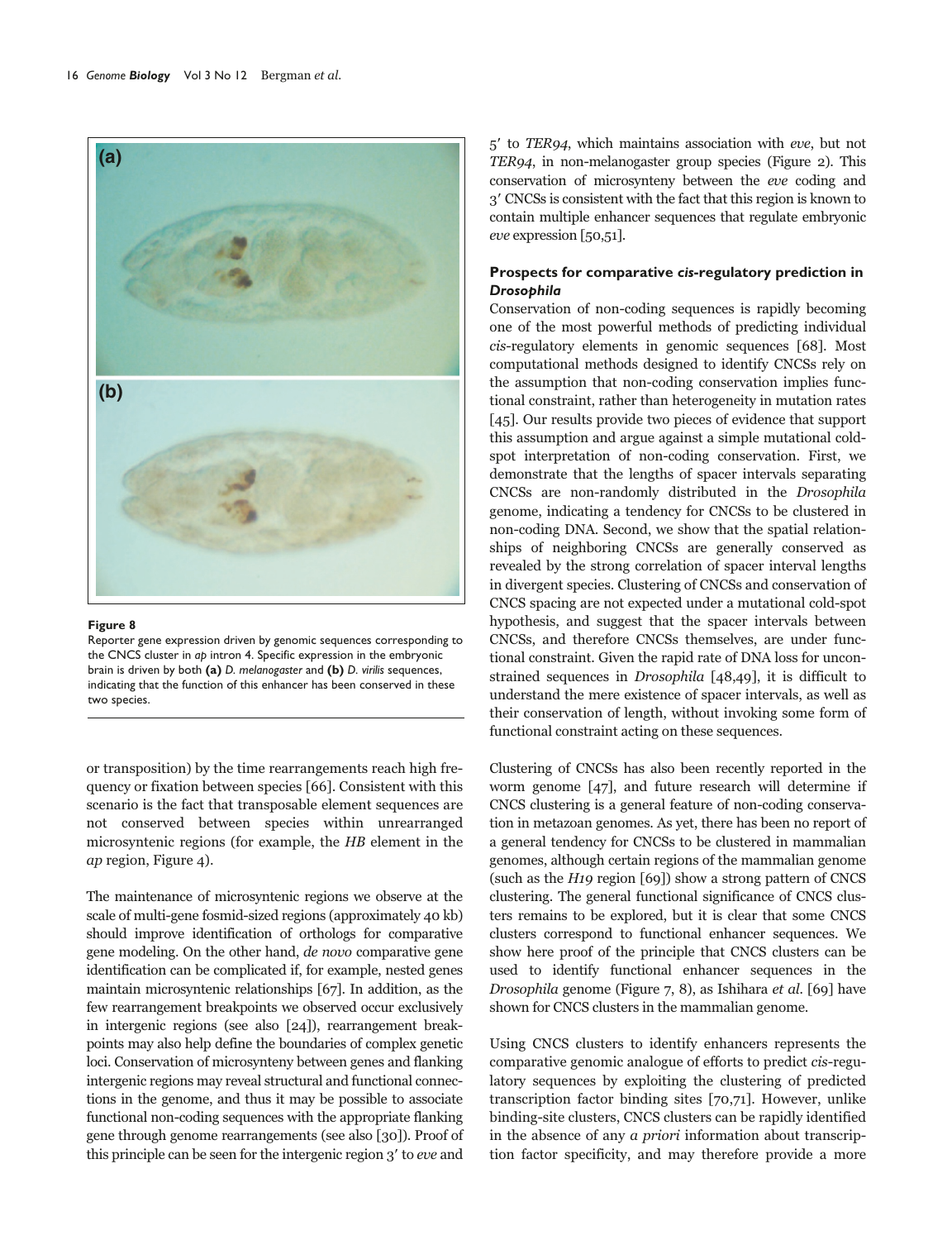**Figure 8**

Reporter gene expression driven by genomic sequences corresponding to the CNCS cluster in *ap* intron 4. Specific expression in the embryonic brain is driven by both **(a)** *D. melanogaster* and **(b)** *D. virilis* sequences, indicating that the function of this enhancer has been conserved in these two species.

or transposition) by the time rearrangements reach high frequency or fixation between species [66]. Consistent with this scenario is the fact that transposable element sequences are not conserved between species within unrearranged microsyntenic regions (for example, the *HB* element in the *ap* region, Figure 4).

The maintenance of microsyntenic regions we observe at the scale of multi-gene fosmid-sized regions (approximately 40 kb) should improve identification of orthologs for comparative gene modeling. On the other hand, *de novo* comparative gene identification can be complicated if, for example, nested genes maintain microsyntenic relationships [67]. In addition, as the few rearrangement breakpoints we observed occur exclusively in intergenic regions (see also [24]), rearrangement breakpoints may also help define the boundaries of complex genetic loci. Conservation of microsynteny between genes and flanking intergenic regions may reveal structural and functional connections in the genome, and thus it may be possible to associate functional non-coding sequences with the appropriate flanking gene through genome rearrangements (see also [30]). Proof of this principle can be seen for the intergenic region 3′ to *eve* and 5′ to *TER94*, which maintains association with *eve*, but not *TER94*, in non-melanogaster group species (Figure 2). This conservation of microsynteny between the *eve* coding and 3′ CNCSs is consistent with the fact that this region is known to contain multiple enhancer sequences that regulate embryonic *eve* expression [50,51].

### Prospects for comparative *cis*-regulatory prediction in *Drosophila*

Conservation of non-coding sequences is rapidly becoming one of the most powerful methods of predicting individual *cis*-regulatory elements in genomic sequences [68]. Most computational methods designed to identify CNCSs rely on the assumption that non-coding conservation implies functional constraint, rather than heterogeneity in mutation rates [45]. Our results provide two pieces of evidence that support this assumption and argue against a simple mutational cold-spot interpretation of non-coding conservation. First, we demonstrate that the lengths of spacer intervals separating CNCSs are non-randomly distributed in the *Drosophila* genome, indicating a tendency for CNCSs to be clustered in non-coding DNA. Second, we show that the spatial relationships of neighboring CNCSs are generally conserved as revealed by the strong correlation of spacer interval lengths in divergent species. Clustering of CNCSs and conservation of CNCS spacing are not expected under a mutational cold-spot hypothesis, and suggest that the spacer intervals between CNCSs, and therefore CNCSs themselves, are under functional constraint. Given the rapid rate of DNA loss for unconstrained sequences in *Drosophila* [48,49], it is difficult to understand the mere existence of spacer intervals, as well as their conservation of length, without invoking some form of functional constraint acting on these sequences.

Clustering of CNCSs has also been recently reported in the worm genome [47], and future research will determine if CNCS clustering is a general feature of non-coding conservation in metazoan genomes. As yet, there has been no report of a general tendency for CNCSs to be clustered in mammalian genomes, although certain regions of the mammalian genome (such as the *H19* region [69]) show a strong pattern of CNCS clustering. The general functional significance of CNCS clusters remains to be explored, but it is clear that some CNCS clusters correspond to functional enhancer sequences. We show here proof of the principle that CNCS clusters can be used to identify functional enhancer sequences in the *Drosophila* genome (Figure 7, 8), as Ishihara *et al.* [69] have shown for CNCS clusters in the mammalian genome.

Using CNCS clusters to identify enhancers represents the comparative genomic analogue of efforts to predict *cis*-regulatory sequences by exploiting the clustering of predicted transcription factor binding sites [70,71]. However, unlike binding-site clusters, CNCS clusters can be rapidly identified in the absence of any *a priori* information about transcription factor specificity, and may therefore provide a more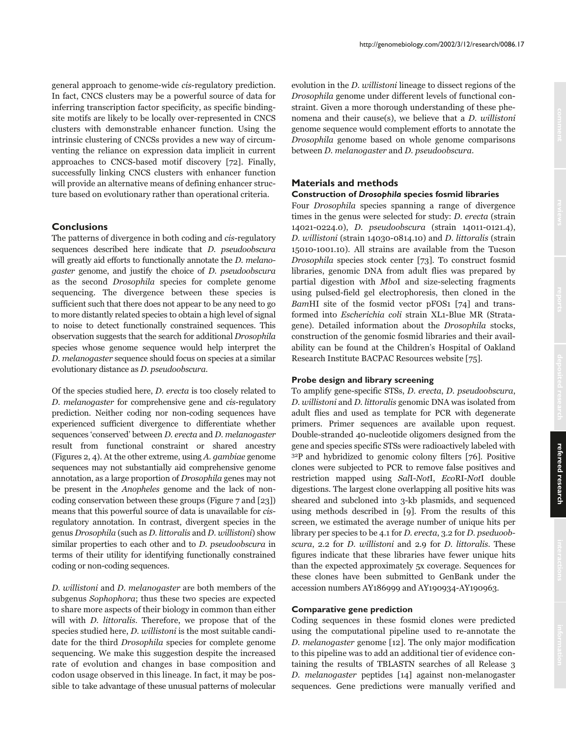general approach to genome-wide *cis*-regulatory prediction. In fact, CNCS clusters may be a powerful source of data for inferring transcription factor specificity, as specific binding-site motifs are likely to be locally over-represented in CNCS clusters with demonstrable enhancer function. Using the intrinsic clustering of CNCSs provides a new way of circumventing the reliance on expression data implicit in current approaches to CNCS-based motif discovery [72]. Finally, successfully linking CNCS clusters with enhancer function will provide an alternative means of defining enhancer structure based on evolutionary rather than operational criteria.

## Conclusions

The patterns of divergence in both coding and *cis*-regulatory sequences described here indicate that *D. pseudoobscura* will greatly aid efforts to functionally annotate the *D. melanogaster* genome, and justify the choice of *D. pseudoobscura* as the second *Drosophila* species for complete genome sequencing. The divergence between these species is sufficient such that there does not appear to be any need to go to more distantly related species to obtain a high level of signal to noise to detect functionally constrained sequences. This observation suggests that the search for additional *Drosophila* species whose genome sequence would help interpret the *D. melanogaster* sequence should focus on species at a similar evolutionary distance as *D. pseudoobscura*.

Of the species studied here, *D. erecta* is too closely related to *D. melanogaster* for comprehensive gene and *cis*-regulatory prediction. Neither coding nor non-coding sequences have experienced sufficient divergence to differentiate whether sequences 'conserved' between *D. erecta* and *D. melanogaster* result from functional constraint or shared ancestry (Figures 2, 4). At the other extreme, using *A. gambiae* genome sequences may not substantially aid comprehensive genome annotation, as a large proportion of *Drosophila* genes may not be present in the *Anopheles* genome and the lack of non-coding conservation between these groups (Figure 7 and [23]) means that this powerful source of data is unavailable for *cis*-regulatory annotation. In contrast, divergent species in the genus *Drosophila* (such as *D. littoralis* and *D. willistoni*) show similar properties to each other and to *D. pseudoobscura* in terms of their utility for identifying functionally constrained coding or non-coding sequences.

*D. willistoni* and *D. melanogaster* are both members of the subgenus *Sophophora*; thus these two species are expected to share more aspects of their biology in common than either will with *D. littoralis*. Therefore, we propose that of the species studied here, *D. willistoni* is the most suitable candidate for the third *Drosophila* species for complete genome sequencing. We make this suggestion despite the increased rate of evolution and changes in base composition and codon usage observed in this lineage. In fact, it may be possible to take advantage of these unusual patterns of molecular evolution in the *D. willistoni* lineage to dissect regions of the *Drosophila* genome under different levels of functional constraint. Given a more thorough understanding of these phenomena and their cause(s), we believe that a *D. willistoni* genome sequence would complement efforts to annotate the *Drosophila* genome based on whole genome comparisons between *D. melanogaster* and *D. pseudoobscura*.

## Materials and methods

### Construction of *Drosophila* species fosmid libraries

Four *Drosophila* species spanning a range of divergence times in the genus were selected for study: *D. erecta* (strain 14021-0224.0), *D. pseudoobscura* (strain 14011-0121.4), *D. willistoni* (strain 14030-0814.10) and *D. littoralis* (strain 15010-1001.10). All strains are available from the Tucson *Drosophila* species stock center [73]. To construct fosmid libraries, genomic DNA from adult flies was prepared by partial digestion with *Mbo*I and size-selecting fragments using pulsed-field gel electrophoresis, then cloned in the *Bam*HI site of the fosmid vector pFOS1 [74] and transformed into *Escherichia coli* strain XL1-Blue MR (Stratagene). Detailed information about the *Drosophila* stocks, construction of the genomic fosmid libraries and their availability can be found at the Children's Hospital of Oakland Research Institute BACPAC Resources website [75].

### Probe design and library screening

To amplify gene-specific STSs, *D. erecta*, *D. pseudoobscura*, *D. willistoni* and *D. littoralis* genomic DNA was isolated from adult flies and used as template for PCR with degenerate primers. Primer sequences are available upon request. Double-stranded 40-nucleotide oligomers designed from the gene and species specific STSs were radioactively labeled with $^{32}P$ and hybridized to genomic colony filters [76]. Positive clones were subjected to PCR to remove false positives and restriction mapped using *Sal*I-*Not*I, *Eco*RI-*Not*I double digestions. The largest clone overlapping all positive hits was sheared and subcloned into 3-kb plasmids, and sequenced using methods described in [9]. From the results of this screen, we estimated the average number of unique hits per library per species to be 4.1 for *D. erecta*, 3.2 for *D. pseduoobscura*, 2.2 for *D. willistoni* and 2.9 for *D. littoralis*. These figures indicate that these libraries have fewer unique hits than the expected approximately 5x coverage. Sequences for these clones have been submitted to GenBank under the accession numbers AY186999 and AY190934-AY190963.

### Comparative gene prediction

Coding sequences in these fosmid clones were predicted using the computational pipeline used to re-annotate the *D. melanogaster* genome [12]. The only major modification to this pipeline was to add an additional tier of evidence containing the results of TBLASTN searches of all Release 3 *D. melanogaster* peptides [14] against non-melanogaster sequences. Gene predictions were manually verified and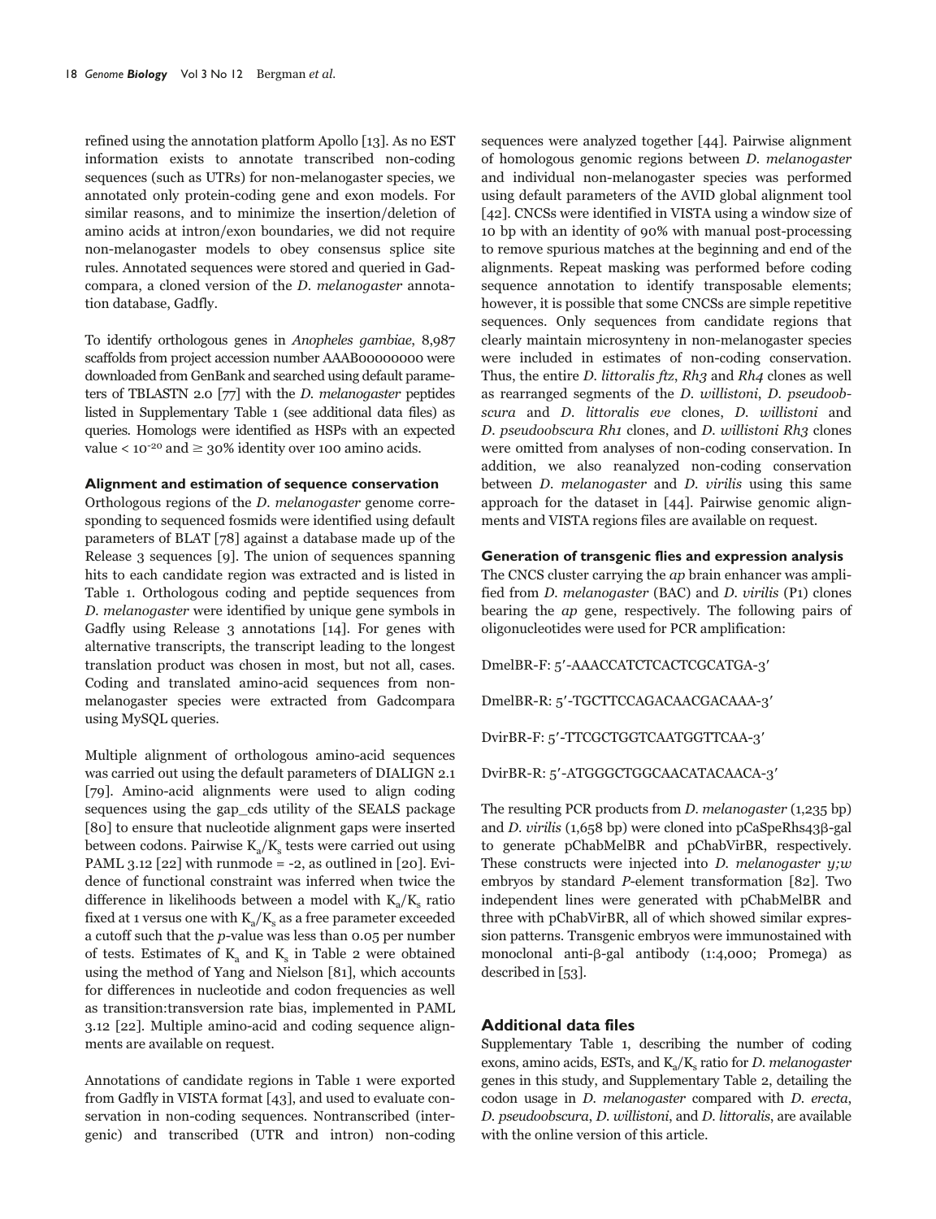refined using the annotation platform Apollo [13]. As no EST information exists to annotate transcribed non-coding sequences (such as UTRs) for non-melanogaster species, we annotated only protein-coding gene and exon models. For similar reasons, and to minimize the insertion/deletion of amino acids at intron/exon boundaries, we did not require non-melanogaster models to obey consensus splice site rules. Annotated sequences were stored and queried in Gadcompara, a cloned version of the *D. melanogaster* annotation database, Gadfly.

To identify orthologous genes in *Anopheles gambiae*, 8,987 scaffolds from project accession number AAAB00000000 were downloaded from GenBank and searched using default parameters of TBLASTN 2.0 [77] with the *D. melanogaster* peptides listed in Supplementary Table 1 (see additional data files) as queries. Homologs were identified as HSPs with an expected value $< 10^{-20}$ and $\geq 30\%$ identity over 100 amino acids.

#### Alignment and estimation of sequence conservation

Orthologous regions of the *D. melanogaster* genome corresponding to sequenced fosmids were identified using default parameters of BLAT [78] against a database made up of the Release 3 sequences [9]. The union of sequences spanning hits to each candidate region was extracted and is listed in Table 1. Orthologous coding and peptide sequences from *D. melanogaster* were identified by unique gene symbols in Gadfly using Release 3 annotations [14]. For genes with alternative transcripts, the transcript leading to the longest translation product was chosen in most, but not all, cases. Coding and translated amino-acid sequences from non-melanogaster species were extracted from Gadcompara using MySQL queries.

Multiple alignment of orthologous amino-acid sequences was carried out using the default parameters of DIALIGN 2.1 [79]. Amino-acid alignments were used to align coding sequences using the gap_cds utility of the SEALS package [80] to ensure that nucleotide alignment gaps were inserted between codons. Pairwise $K_a/K_s$ tests were carried out using PAML 3.12 [22] with runmode = -2, as outlined in [20]. Evidence of functional constraint was inferred when twice the difference in likelihoods between a model with $K_a/K_s$ ratio fixed at 1 versus one with $K_a/K_s$ as a free parameter exceeded a cutoff such that the *p*-value was less than 0.05 per number of tests. Estimates of $K_a$ and $K_s$ in Table 2 were obtained using the method of Yang and Nielson [81], which accounts for differences in nucleotide and codon frequencies as well as transition:transversion rate bias, implemented in PAML 3.12 [22]. Multiple amino-acid and coding sequence alignments are available on request.

Annotations of candidate regions in Table 1 were exported from Gadfly in VISTA format [43], and used to evaluate conservation in non-coding sequences. Nontranscribed (intergenic) and transcribed (UTR and intron) non-coding sequences were analyzed together [44]. Pairwise alignment of homologous genomic regions between *D. melanogaster* and individual non-melanogaster species was performed using default parameters of the AVID global alignment tool [42]. CNCSs were identified in VISTA using a window size of 10 bp with an identity of 90% with manual post-processing to remove spurious matches at the beginning and end of the alignments. Repeat masking was performed before coding sequence annotation to identify transposable elements; however, it is possible that some CNCSs are simple repetitive sequences. Only sequences from candidate regions that clearly maintain microsynteny in non-melanogaster species were included in estimates of non-coding conservation. Thus, the entire *D. littoralis ftz*, *Rh3* and *Rh4* clones as well as rearranged segments of the *D. willistoni*, *D. pseudoobscura* and *D. littoralis eve* clones, *D. willistoni* and *D. pseudoobscura Rh1* clones, and *D. willistoni Rh3* clones were omitted from analyses of non-coding conservation. In addition, we also reanalyzed non-coding conservation between *D. melanogaster* and *D. virilis* using this same approach for the dataset in [44]. Pairwise genomic alignments and VISTA regions files are available on request.

#### Generation of transgenic flies and expression analysis

The CNCS cluster carrying the *ap* brain enhancer was amplified from *D. melanogaster* (BAC) and *D. virilis* (P1) clones bearing the *ap* gene, respectively. The following pairs of oligonucleotides were used for PCR amplification:

DmelBR-F: 5′-AAACCATCTCACTCGCATGA-3′

DmelBR-R: 5′-TGCTTCCAGACAACGACAAA-3′

DvirBR-F: 5′-TTCGCTGGTCAATGGTTCAA-3′

DvirBR-R: 5′-ATGGGCTGGCAACATACAACA-3′

The resulting PCR products from *D. melanogaster* (1,235 bp) and *D. virilis* (1,658 bp) were cloned into pCaSpeRhs43β-gal to generate pChabMelBR and pChabVirBR, respectively. These constructs were injected into *D. melanogaster y;w* embryos by standard *P*-element transformation [82]. Two independent lines were generated with pChabMelBR and three with pChabVirBR, all of which showed similar expression patterns. Transgenic embryos were immunostained with monoclonal anti-β-gal antibody (1:4,000; Promega) as described in [53].

### Additional data files

Supplementary Table 1, describing the number of coding exons, amino acids, ESTs, and $K_a/K_s$ ratio for *D. melanogaster* genes in this study, and Supplementary Table 2, detailing the codon usage in *D. melanogaster* compared with *D. erecta*, *D. pseudoobscura*, *D. willistoni*, and *D. littoralis*, are available with the online version of this article.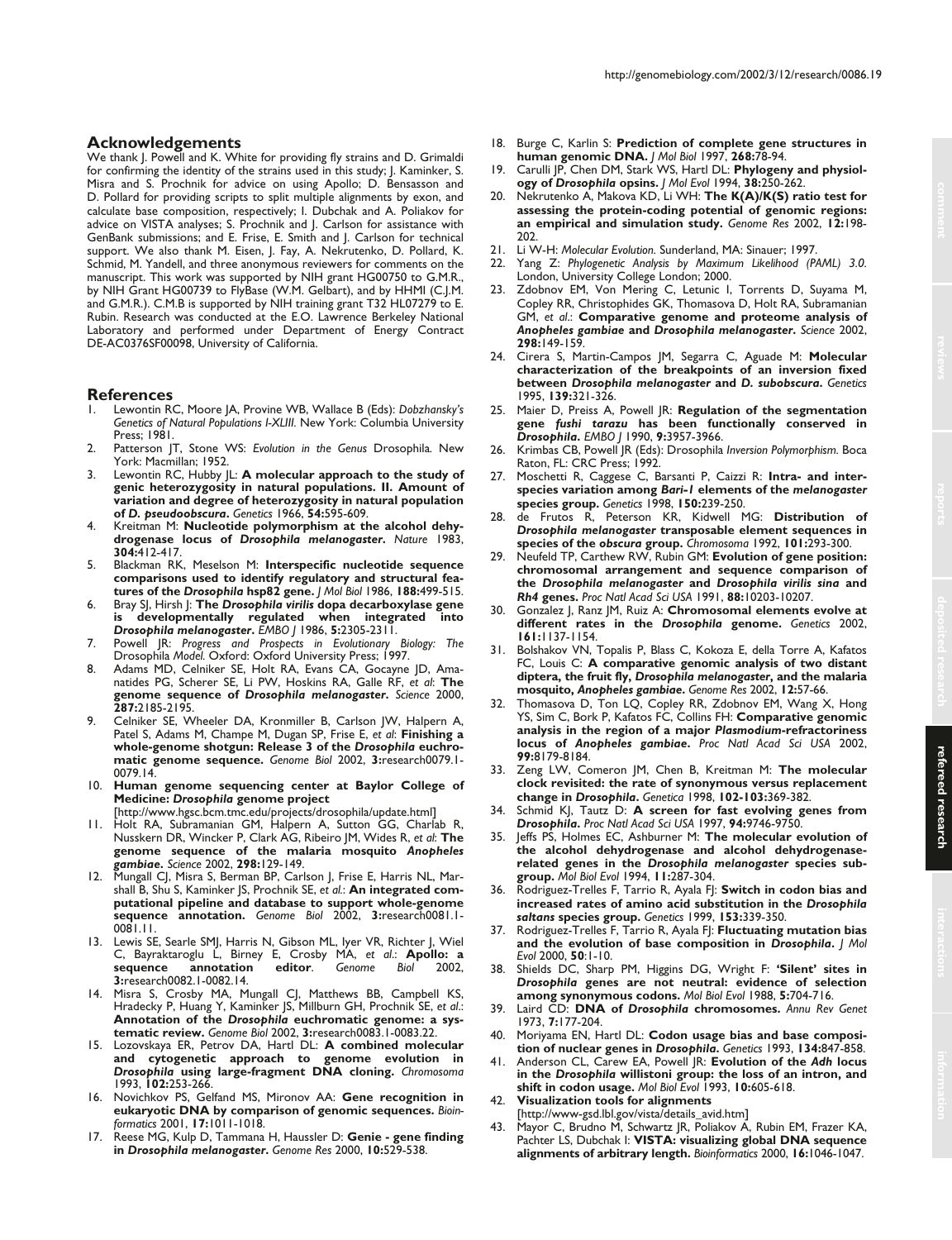## Acknowledgements

We thank J. Powell and K. White for providing fly strains and D. Grimaldi for confirming the identity of the strains used in this study; J. Kaminker, S. Misra and S. Prochnik for advice on using Apollo; D. Bensasson and D. Pollard for providing scripts to split multiple alignments by exon, and calculate base composition, respectively; I. Dubchak and A. Poliakov for advice on VISTA analyses; S. Prochnik and J. Carlson for assistance with GenBank submissions; and E. Frise, E. Smith and J. Carlson for technical support. We also thank M. Eisen, J. Fay, A. Nekrutenko, D. Pollard, K. Schmid, M. Yandell, and three anonymous reviewers for comments on the manuscript. This work was supported by NIH grant HG00750 to G.M.R., by NIH Grant HG00739 to FlyBase (W.M. Gelbart), and by HHMI (C.J.M. and G.M.R.). C.M.B is supported by NIH training grant T32 HL07279 to E. Rubin. Research was conducted at the E.O. Lawrence Berkeley National Laboratory and performed under Department of Energy Contract DE-AC0376SF00098, University of California.

## References

1. Lewontin RC, Moore JA, Provine WB, Wallace B (Eds): *Dobzhansky's Genetics of Natural Populations I-XLIII.* New York: Columbia University Press; 1981.
2. Patterson JT, Stone WS: *Evolution in the Genus* Drosophila. New York: Macmillan; 1952.
3. Lewontin RC, Hubby JL: **A molecular approach to the study of genic heterozygosity in natural populations. II. Amount of variation and degree of heterozygosity in natural population of *D. pseudoobscura*.** *Genetics* 1966, **54:**595-609.
4. Kreitman M: **Nucleotide polymorphism at the alcohol dehydrogenase locus of *Drosophila melanogaster*.** *Nature* 1983, **304:**412-417.
5. Blackman RK, Meselson M: **Interspecific nucleotide sequence comparisons used to identify regulatory and structural features of the *Drosophila* hsp82 gene.** *J Mol Biol* 1986, **188:**499-515.
6. Bray SJ, Hirsh J: **The *Drosophila virilis* dopa decarboxylase gene is developmentally regulated when integrated into *Drosophila melanogaster*.** *EMBO J* 1986, **5:**2305-2311.
7. Powell JR: *Progress and Prospects in Evolutionary Biology: The* Drosophila *Model.* Oxford: Oxford University Press; 1997.
8. Adams MD, Celniker SE, Holt RA, Evans CA, Gocayne JD, Amanatides PG, Scherer SE, Li PW, Hoskins RA, Galle RF, *et al*: **The genome sequence of *Drosophila melanogaster*.** *Science* 2000, **287:**2185-2195.
9. Celniker SE, Wheeler DA, Kronmiller B, Carlson JW, Halpern A, Patel S, Adams M, Champe M, Dugan SP, Frise E, *et al*: **Finishing a whole-genome shotgun: Release 3 of the *Drosophila* euchromatic genome sequence.** *Genome Biol* 2002, **3:**research0079.1-0079.14.
10. **Human genome sequencing center at Baylor College of Medicine: *Drosophila* genome project** [http://www.hgsc.bcm.tmc.edu/projects/drosophila/update.html]
11. Holt RA, Subramanian GM, Halpern A, Sutton GG, Charlab R, Nusskern DR, Wincker P, Clark AG, Ribeiro JM, Wides R, *et al*: **The genome sequence of the malaria mosquito *Anopheles gambiae*.** *Science* 2002, **298:**129-149.
12. Mungall CJ, Misra S, Berman BP, Carlson J, Frise E, Harris NL, Marshall B, Shu S, Kaminker JS, Prochnik SE, *et al.*: **An integrated computational pipeline and database to support whole-genome sequence annotation.** *Genome Biol* 2002, **3:**research0081.1-0081.11.
13. Lewis SE, Searle SMJ, Harris N, Gibson ML, Iyer VR, Richter J, Wiel C, Bayraktaroglu L, Birney E, Crosby MA, *et al.*: **Apollo: a sequence annotation editor**. *Genome Biol* 2002, **3:**research0082.1-0082.14.
14. Misra S, Crosby MA, Mungall CJ, Matthews BB, Campbell KS, Hradecky P, Huang Y, Kaminker JS, Millburn GH, Prochnik SE, *et al.*: **Annotation of the *Drosophila* euchromatic genome: a systematic review.** *Genome Biol* 2002, **3:**research0083.1-0083.22.
15. Lozovskaya ER, Petrov DA, Hartl DL: **A combined molecular and cytogenetic approach to genome evolution in *Drosophila* using large-fragment DNA cloning.** *Chromosoma* 1993, **102:**253-266.
16. Novichkov PS, Gelfand MS, Mironov AA: **Gene recognition in eukaryotic DNA by comparison of genomic sequences.** *Bioinformatics* 2001, **17:**1011-1018.
17. Reese MG, Kulp D, Tammana H, Haussler D: **Genie - gene finding in *Drosophila melanogaster*.** *Genome Res* 2000, **10:**529-538.
18. Burge C, Karlin S: **Prediction of complete gene structures in human genomic DNA.** *J Mol Biol* 1997, **268:**78-94.
19. Carulli JP, Chen DM, Stark WS, Hartl DL: **Phylogeny and physiology of *Drosophila* opsins.** *J Mol Evol* 1994, **38:**250-262.
20. Nekrutenko A, Makova KD, Li WH: **The K(A)/K(S) ratio test for assessing the protein-coding potential of genomic regions: an empirical and simulation study.** *Genome Res* 2002, **12:**198-202.
21. Li W-H: *Molecular Evolution.* Sunderland, MA: Sinauer; 1997.
22. Yang Z: *Phylogenetic Analysis by Maximum Likelihood (PAML) 3.0.* London, University College London; 2000.
23. Zdobnov EM, Von Mering C, Letunic I, Torrents D, Suyama M, Copley RR, Christophides GK, Thomasova D, Holt RA, Subramanian GM, *et al.*: **Comparative genome and proteome analysis of *Anopheles gambiae* and *Drosophila melanogaster*.** *Science* 2002, **298:**149-159.
24. Cirera S, Martin-Campos JM, Segarra C, Aguade M: **Molecular characterization of the breakpoints of an inversion fixed between *Drosophila melanogaster* and *D. subobscura*.** *Genetics* 1995, **139:**321-326.
25. Maier D, Preiss A, Powell JR: **Regulation of the segmentation gene *fushi tarazu* has been functionally conserved in *Drosophila*.** *EMBO J* 1990, **9:**3957-3966.
26. Krimbas CB, Powell JR (Eds): Drosophila *Inversion Polymorphism.* Boca Raton, FL: CRC Press; 1992.
27. Moschetti R, Caggese C, Barsanti P, Caizzi R: **Intra- and interspecies variation among *Bari-1* elements of the *melanogaster* species group.** *Genetics* 1998, **150:**239-250.
28. de Frutos R, Peterson KR, Kidwell MG: **Distribution of *Drosophila melanogaster* transposable element sequences in species of the *obscura* group.** *Chromosoma* 1992, **101:**293-300.
29. Neufeld TP, Carthew RW, Rubin GM: **Evolution of gene position: chromosomal arrangement and sequence comparison of the *Drosophila melanogaster* and *Drosophila virilis sina* and *Rh4* genes.** *Proc Natl Acad Sci USA* 1991, **88:**10203-10207.
30. Gonzalez J, Ranz JM, Ruiz A: **Chromosomal elements evolve at different rates in the *Drosophila* genome.** *Genetics* 2002, **161:**1137-1154.
31. Bolshakov VN, Topalis P, Blass C, Kokoza E, della Torre A, Kafatos FC, Louis C: **A comparative genomic analysis of two distant diptera, the fruit fly, *Drosophila melanogaster*, and the malaria mosquito, *Anopheles gambiae*.** *Genome Res* 2002, **12:**57-66.
32. Thomasova D, Ton LQ, Copley RR, Zdobnov EM, Wang X, Hong YS, Sim C, Bork P, Kafatos FC, Collins FH: **Comparative genomic analysis in the region of a major *Plasmodium*-refractoriness locus of *Anopheles gambiae*.** *Proc Natl Acad Sci USA* 2002, **99:**8179-8184.
33. Zeng LW, Comeron JM, Chen B, Kreitman M: **The molecular clock revisited: the rate of synonymous versus replacement change in *Drosophila*.** *Genetica* 1998, **102-103:**369-382.
34. Schmid KJ, Tautz D: **A screen for fast evolving genes from *Drosophila*.** *Proc Natl Acad Sci USA* 1997, **94:**9746-9750.
35. Jeffs PS, Holmes EC, Ashburner M: **The molecular evolution of the alcohol dehydrogenase and alcohol dehydrogenase-related genes in the *Drosophila melanogaster* species subgroup.** *Mol Biol Evol* 1994, **11:**287-304.
36. Rodriguez-Trelles F, Tarrio R, Ayala FJ: **Switch in codon bias and increased rates of amino acid substitution in the *Drosophila saltans* species group.** *Genetics* 1999, **153:**339-350.
37. Rodriguez-Trelles F, Tarrio R, Ayala FJ: **Fluctuating mutation bias and the evolution of base composition in *Drosophila*.** *J Mol Evol* 2000, **50**:1-10.
38. Shields DC, Sharp PM, Higgins DG, Wright F: **'Silent' sites in *Drosophila* genes are not neutral: evidence of selection among synonymous codons.** *Mol Biol Evol* 1988, **5:**704-716.
39. Laird CD: **DNA of *Drosophila* chromosomes.** *Annu Rev Genet* 1973, **7:**177-204.
40. Moriyama EN, Hartl DL: **Codon usage bias and base composition of nuclear genes in *Drosophila*.** *Genetics* 1993, **134:**847-858.
41. Anderson CL, Carew EA, Powell JR: **Evolution of the *Adh* locus in the *Drosophila* willistoni group: the loss of an intron, and shift in codon usage.** *Mol Biol Evol* 1993, **10:**605-618.
42. **Visualization tools for alignments** [http://www-gsd.lbl.gov/vista/details_avid.htm]
43. Mayor C, Brudno M, Schwartz JR, Poliakov A, Rubin EM, Frazer KA, Pachter LS, Dubchak I: **VISTA: visualizing global DNA sequence alignments of arbitrary length.** *Bioinformatics* 2000, **16:**1046-1047.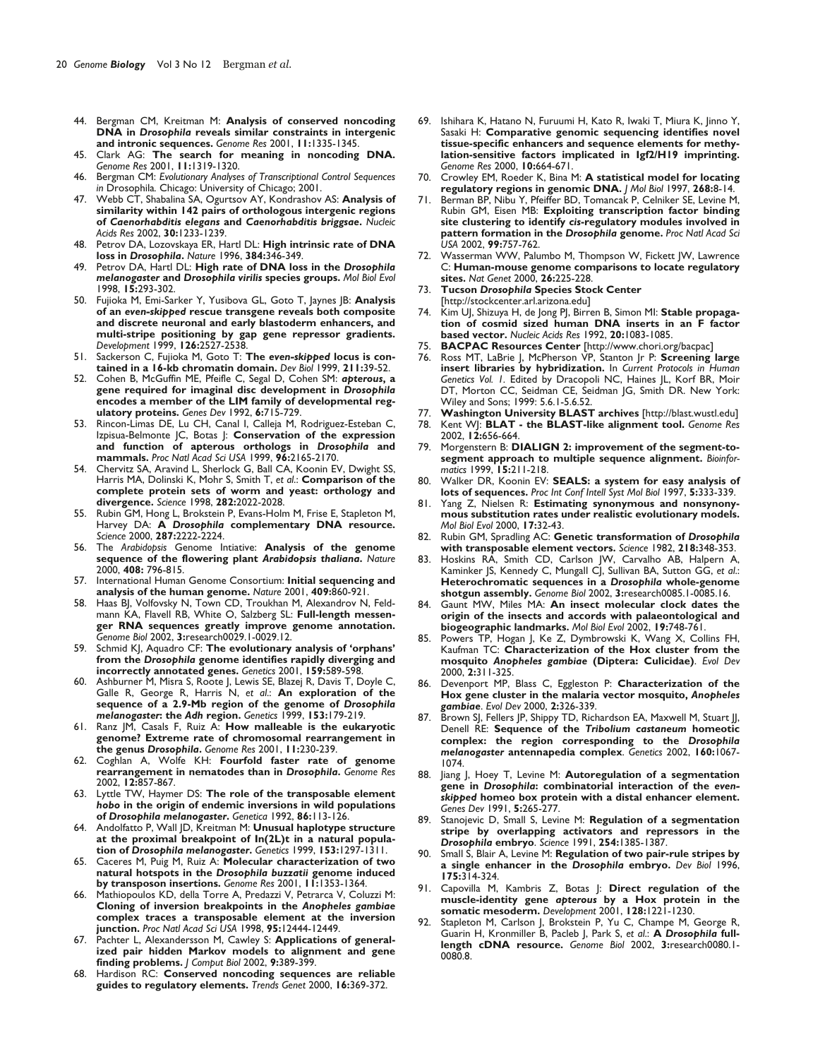44. Bergman CM, Kreitman M: **Analysis of conserved noncoding DNA in *Drosophila* reveals similar constraints in intergenic and intronic sequences.** *Genome Res* 2001, **11:**1335-1345.
45. Clark AG: **The search for meaning in noncoding DNA.** *Genome Res* 2001, **11:**1319-1320.
46. Bergman CM: *Evolutionary Analyses of Transcriptional Control Sequences in* Drosophila*.* Chicago: University of Chicago; 2001.
47. Webb CT, Shabalina SA, Ogurtsov AY, Kondrashov AS: **Analysis of similarity within 142 pairs of orthologous intergenic regions of *Caenorhabditis elegans* and *Caenorhabditis briggsae*.** *Nucleic Acids Res* 2002, **30:**1233-1239.
48. Petrov DA, Lozovskaya ER, Hartl DL: **High intrinsic rate of DNA loss in *Drosophila*.** *Nature* 1996, **384:**346-349.
49. Petrov DA, Hartl DL: **High rate of DNA loss in the *Drosophila melanogaster* and *Drosophila virilis* species groups.** *Mol Biol Evol* 1998, **15:**293-302.
50. Fujioka M, Emi-Sarker Y, Yusibova GL, Goto T, Jaynes JB: **Analysis of an *even-skipped* rescue transgene reveals both composite and discrete neuronal and early blastoderm enhancers, and multi-stripe positioning by gap gene repressor gradients.** *Development* 1999, **126:**2527-2538.
51. Sackerson C, Fujioka M, Goto T: **The *even-skipped* locus is contained in a 16-kb chromatin domain.** *Dev Biol* 1999, **211:**39-52.
52. Cohen B, McGuffin ME, Pfeifle C, Segal D, Cohen SM: ***apterous*, a gene required for imaginal disc development in *Drosophila* encodes a member of the LIM family of developmental regulatory proteins.** *Genes Dev* 1992, **6:**715-729.
53. Rincon-Limas DE, Lu CH, Canal I, Calleja M, Rodriguez-Esteban C, Izpisua-Belmonte JC, Botas J: **Conservation of the expression and function of apterous orthologs in *Drosophila* and mammals.** *Proc Natl Acad Sci USA* 1999, **96:**2165-2170.
54. Chervitz SA, Aravind L, Sherlock G, Ball CA, Koonin EV, Dwight SS, Harris MA, Dolinski K, Mohr S, Smith T, *et al.*: **Comparison of the complete protein sets of worm and yeast: orthology and divergence.** *Science* 1998, **282:**2022-2028.
55. Rubin GM, Hong L, Brokstein P, Evans-Holm M, Frise E, Stapleton M, Harvey DA: **A *Drosophila* complementary DNA resource.** *Science* 2000, **287:**2222-2224.
56. The *Arabidopsis* Genome Intiative: **Analysis of the genome sequence of the flowering plant *Arabidopsis thaliana*.** *Nature* 2000, **408:** 796-815.
57. International Human Genome Consortium: **Initial sequencing and analysis of the human genome.** *Nature* 2001, **409:**860-921.
58. Haas BJ, Volfovsky N, Town CD, Troukhan M, Alexandrov N, Feldmann KA, Flavell RB, White O, Salzberg SL: **Full-length messenger RNA sequences greatly improve genome annotation.** *Genome Biol* 2002, **3:**research0029.1-0029.12.
59. Schmid KJ, Aquadro CF: **The evolutionary analysis of 'orphans' from the *Drosophila* genome identifies rapidly diverging and incorrectly annotated genes.** *Genetics* 2001, **159:**589-598.
60. Ashburner M, Misra S, Roote J, Lewis SE, Blazej R, Davis T, Doyle C, Galle R, George R, Harris N, *et al.*: **An exploration of the sequence of a 2.9-Mb region of the genome of *Drosophila melanogaster*: the *Adh* region.** *Genetics* 1999, **153:**179-219.
61. Ranz JM, Casals F, Ruiz A: **How malleable is the eukaryotic genome? Extreme rate of chromosomal rearrangement in the genus *Drosophila*.** *Genome Res* 2001, **11:**230-239.
62. Coghlan A, Wolfe KH: **Fourfold faster rate of genome rearrangement in nematodes than in *Drosophila*.** *Genome Res* 2002, **12:**857-867.
63. Lyttle TW, Haymer DS: **The role of the transposable element *hobo* in the origin of endemic inversions in wild populations of *Drosophila melanogaster*.** *Genetica* 1992, **86:**113-126.
64. Andolfatto P, Wall JD, Kreitman M: **Unusual haplotype structure at the proximal breakpoint of In(2L)t in a natural population of *Drosophila melanogaster*.** *Genetics* 1999, **153:**1297-1311.
65. Caceres M, Puig M, Ruiz A: **Molecular characterization of two natural hotspots in the *Drosophila buzzatii* genome induced by transposon insertions.** *Genome Res* 2001, **11:**1353-1364.
66. Mathiopoulos KD, della Torre A, Predazzi V, Petrarca V, Coluzzi M: **Cloning of inversion breakpoints in the *Anopheles gambiae* complex traces a transposable element at the inversion junction.** *Proc Natl Acad Sci USA* 1998, **95:**12444-12449.
67. Pachter L, Alexandersson M, Cawley S: **Applications of generalized pair hidden Markov models to alignment and gene finding problems.** *J Comput Biol* 2002, **9:**389-399.
68. Hardison RC: **Conserved noncoding sequences are reliable guides to regulatory elements.** *Trends Genet* 2000, **16:**369-372.
69. Ishihara K, Hatano N, Furuumi H, Kato R, Iwaki T, Miura K, Jinno Y, Sasaki H: **Comparative genomic sequencing identifies novel tissue-specific enhancers and sequence elements for methylation-sensitive factors implicated in Igf2/H19 imprinting.** *Genome Res* 2000, **10:**664-671.
70. Crowley EM, Roeder K, Bina M: **A statistical model for locating regulatory regions in genomic DNA.** *J Mol Biol* 1997, **268:**8-14.
71. Berman BP, Nibu Y, Pfeiffer BD, Tomancak P, Celniker SE, Levine M, Rubin GM, Eisen MB: **Exploiting transcription factor binding site clustering to identify *cis*-regulatory modules involved in pattern formation in the *Drosophila* genome.** *Proc Natl Acad Sci USA* 2002, **99:**757-762.
72. Wasserman WW, Palumbo M, Thompson W, Fickett JW, Lawrence C: **Human-mouse genome comparisons to locate regulatory sites.** *Nat Genet* 2000, **26:**225-228.
73. **Tucson *Drosophila* Species Stock Center** [http://stockcenter.arl.arizona.edu]
74. Kim UJ, Shizuya H, de Jong PJ, Birren B, Simon MI: **Stable propagation of cosmid sized human DNA inserts in an F factor based vector.** *Nucleic Acids Res* 1992, **20:**1083-1085.
75. **BACPAC Resources Center** [http://www.chori.org/bacpac]
76. Ross MT, LaBrie J, McPherson VP, Stanton Jr P: **Screening large insert libraries by hybridization.** In *Current Protocols in Human Genetics Vol. 1*. Edited by Dracopoli NC, Haines JL, Korf BR, Moir DT, Morton CC, Seidman CE, Seidman JG, Smith DR. New York: Wiley and Sons; 1999: 5.6.1-5.6.52.
77. **Washington University BLAST archives** [http://blast.wustl.edu]
78. Kent WJ: **BLAT - the BLAST-like alignment tool.** *Genome Res* 2002, **12:**656-664.
79. Morgenstern B: **DIALIGN 2: improvement of the segment-to-segment approach to multiple sequence alignment.** *Bioinformatics* 1999, **15:**211-218.
80. Walker DR, Koonin EV: **SEALS: a system for easy analysis of lots of sequences.** *Proc Int Conf Intell Syst Mol Biol* 1997, **5:**333-339.
81. Yang Z, Nielsen R: **Estimating synonymous and nonsynonymous substitution rates under realistic evolutionary models.** *Mol Biol Evol* 2000, **17:**32-43.
82. Rubin GM, Spradling AC: **Genetic transformation of *Drosophila* with transposable element vectors.** *Science* 1982, **218:**348-353.
83. Hoskins RA, Smith CD, Carlson JW, Carvalho AB, Halpern A, Kaminker JS, Kennedy C, Mungall CJ, Sullivan BA, Sutton GG, *et al.*: **Heterochromatic sequences in a *Drosophila* whole-genome shotgun assembly.** *Genome Biol* 2002, **3:**research0085.1-0085.16.
84. Gaunt MW, Miles MA: **An insect molecular clock dates the origin of the insects and accords with palaeontological and biogeographic landmarks.** *Mol Biol Evol* 2002, **19:**748-761.
85. Powers TP, Hogan J, Ke Z, Dymbrowski K, Wang X, Collins FH, Kaufman TC: **Characterization of the Hox cluster from the mosquito *Anopheles gambiae* (Diptera: Culicidae)**. *Evol Dev* 2000, **2:**311-325.
86. Devenport MP, Blass C, Eggleston P: **Characterization of the Hox gene cluster in the malaria vector mosquito, *Anopheles gambiae***. *Evol Dev* 2000, **2:**326-339.
87. Brown SJ, Fellers JP, Shippy TD, Richardson EA, Maxwell M, Stuart JJ, Denell RE: **Sequence of the *Tribolium castaneum* homeotic complex: the region corresponding to the *Drosophila melanogaster* antennapedia complex**. *Genetics* 2002, **160:**1067-1074.
88. Jiang J, Hoey T, Levine M: **Autoregulation of a segmentation gene in *Drosophila*: combinatorial interaction of the *even-skipped* homeo box protein with a distal enhancer element.** *Genes Dev* 1991, **5:**265-277.
89. Stanojevic D, Small S, Levine M: **Regulation of a segmentation stripe by overlapping activators and repressors in the *Drosophila* embryo**. *Science* 1991, **254:**1385-1387.
90. Small S, Blair A, Levine M: **Regulation of two pair-rule stripes by a single enhancer in the *Drosophila* embryo.** *Dev Biol* 1996, **175:**314-324.
91. Capovilla M, Kambris Z, Botas J: **Direct regulation of the muscle-identity gene *apterous* by a Hox protein in the somatic mesoderm.** *Development* 2001, **128:**1221-1230.
92. Stapleton M, Carlson J, Brokstein P, Yu C, Champe M, George R, Guarin H, Kronmiller B, Pacleb J, Park S, *et al.*: **A *Drosophila* full-length cDNA resource.** *Genome Biol* 2002, **3:**research0080.1-0080.8.